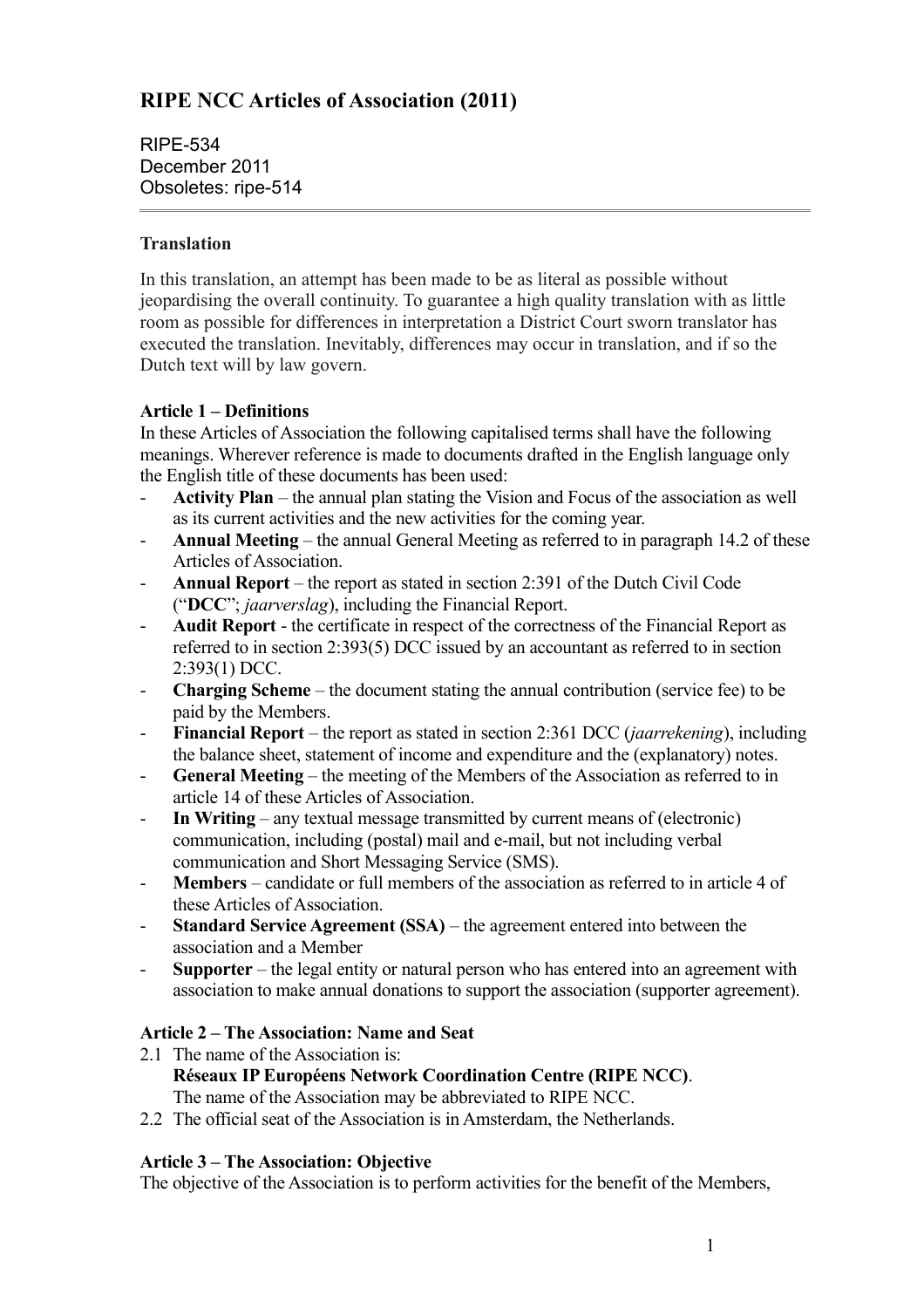# RIPE NCC Articles of Association (2011)

RIPE-534
December 2011
Obsoletes: ripe-514

---

### Translation

In this translation, an attempt has been made to be as literal as possible without jeopardising the overall continuity. To guarantee a high quality translation with as little room as possible for differences in interpretation a District Court sworn translator has executed the translation. Inevitably, differences may occur in translation, and if so the Dutch text will by law govern.

### Article 1 – Definitions

In these Articles of Association the following capitalised terms shall have the following meanings. Wherever reference is made to documents drafted in the English language only the English title of these documents has been used:

- **Activity Plan** – the annual plan stating the Vision and Focus of the association as well as its current activities and the new activities for the coming year.
- **Annual Meeting** – the annual General Meeting as referred to in paragraph 14.2 of these Articles of Association.
- **Annual Report** – the report as stated in section 2:391 of the Dutch Civil Code ("**DCC**"; *jaarverslag*), including the Financial Report.
- **Audit Report** - the certificate in respect of the correctness of the Financial Report as referred to in section 2:393(5) DCC issued by an accountant as referred to in section 2:393(1) DCC.
- **Charging Scheme** – the document stating the annual contribution (service fee) to be paid by the Members.
- **Financial Report** – the report as stated in section 2:361 DCC (*jaarrekening*), including the balance sheet, statement of income and expenditure and the (explanatory) notes.
- **General Meeting** – the meeting of the Members of the Association as referred to in article 14 of these Articles of Association.
- **In Writing** – any textual message transmitted by current means of (electronic) communication, including (postal) mail and e-mail, but not including verbal communication and Short Messaging Service (SMS).
- **Members** – candidate or full members of the association as referred to in article 4 of these Articles of Association.
- **Standard Service Agreement (SSA)** – the agreement entered into between the association and a Member
- **Supporter** – the legal entity or natural person who has entered into an agreement with association to make annual donations to support the association (supporter agreement).

### Article 2 – The Association: Name and Seat

2.1 The name of the Association is:
**Réseaux IP Européens Network Coordination Centre (RIPE NCC)**.
The name of the Association may be abbreviated to RIPE NCC.

2.2 The official seat of the Association is in Amsterdam, the Netherlands.

### Article 3 – The Association: Objective

The objective of the Association is to perform activities for the benefit of the Members,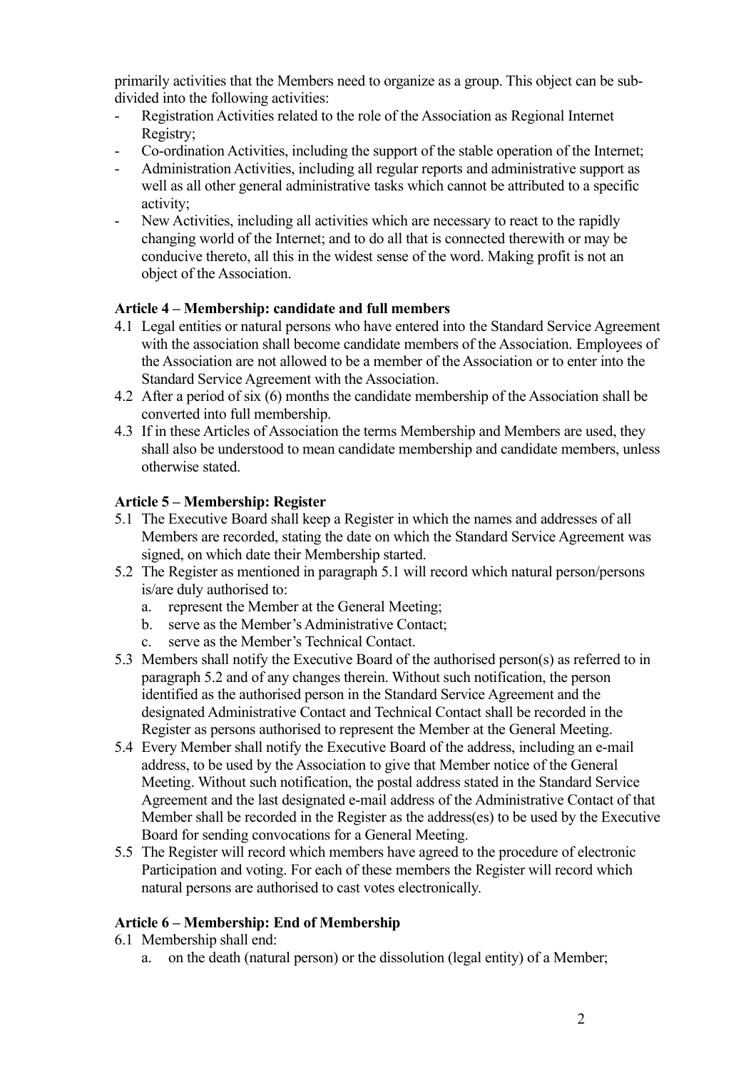primarily activities that the Members need to organize as a group. This object can be sub-divided into the following activities:

- Registration Activities related to the role of the Association as Regional Internet Registry;
- Co-ordination Activities, including the support of the stable operation of the Internet;
- Administration Activities, including all regular reports and administrative support as well as all other general administrative tasks which cannot be attributed to a specific activity;
- New Activities, including all activities which are necessary to react to the rapidly changing world of the Internet; and to do all that is connected therewith or may be conducive thereto, all this in the widest sense of the word. Making profit is not an object of the Association.

**Article 4 – Membership: candidate and full members**

4.1 Legal entities or natural persons who have entered into the Standard Service Agreement with the association shall become candidate members of the Association. Employees of the Association are not allowed to be a member of the Association or to enter into the Standard Service Agreement with the Association.

4.2 After a period of six (6) months the candidate membership of the Association shall be converted into full membership.

4.3 If in these Articles of Association the terms Membership and Members are used, they shall also be understood to mean candidate membership and candidate members, unless otherwise stated.

**Article 5 – Membership: Register**

5.1 The Executive Board shall keep a Register in which the names and addresses of all Members are recorded, stating the date on which the Standard Service Agreement was signed, on which date their Membership started.

5.2 The Register as mentioned in paragraph 5.1 will record which natural person/persons is/are duly authorised to:

   a. represent the Member at the General Meeting;
   b. serve as the Member's Administrative Contact;
   c. serve as the Member's Technical Contact.

5.3 Members shall notify the Executive Board of the authorised person(s) as referred to in paragraph 5.2 and of any changes therein. Without such notification, the person identified as the authorised person in the Standard Service Agreement and the designated Administrative Contact and Technical Contact shall be recorded in the Register as persons authorised to represent the Member at the General Meeting.

5.4 Every Member shall notify the Executive Board of the address, including an e-mail address, to be used by the Association to give that Member notice of the General Meeting. Without such notification, the postal address stated in the Standard Service Agreement and the last designated e-mail address of the Administrative Contact of that Member shall be recorded in the Register as the address(es) to be used by the Executive Board for sending convocations for a General Meeting.

5.5 The Register will record which members have agreed to the procedure of electronic Participation and voting. For each of these members the Register will record which natural persons are authorised to cast votes electronically.

**Article 6 – Membership: End of Membership**

6.1 Membership shall end:

   a. on the death (natural person) or the dissolution (legal entity) of a Member;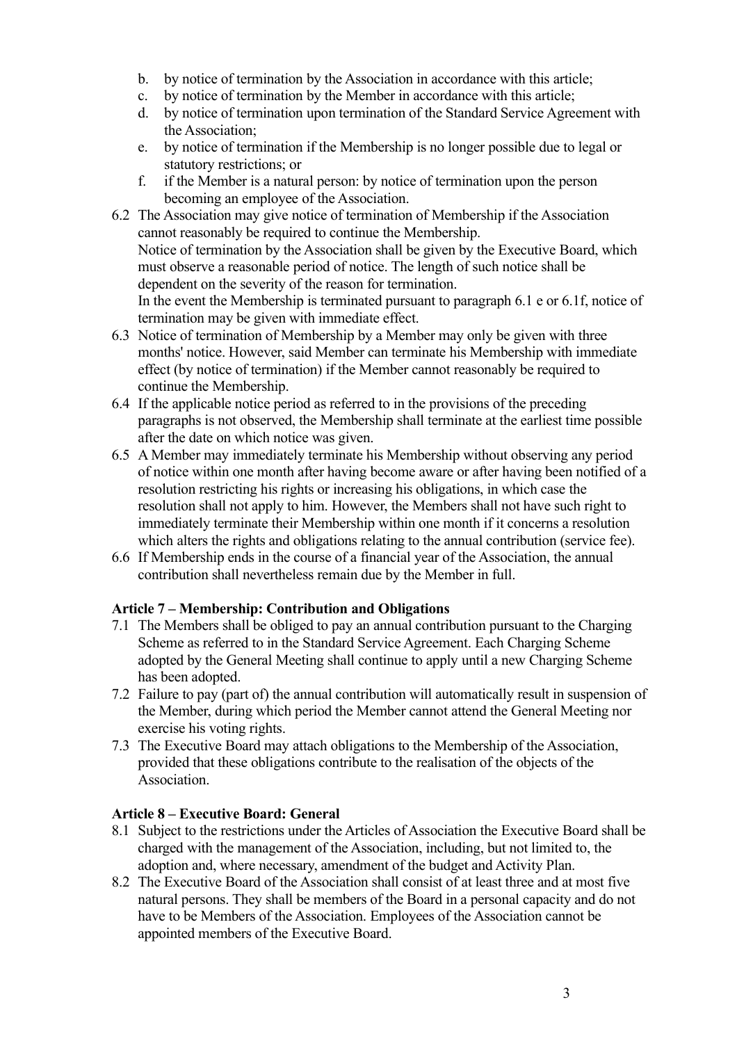b. by notice of termination by the Association in accordance with this article;
c. by notice of termination by the Member in accordance with this article;
d. by notice of termination upon termination of the Standard Service Agreement with the Association;
e. by notice of termination if the Membership is no longer possible due to legal or statutory restrictions; or
f. if the Member is a natural person: by notice of termination upon the person becoming an employee of the Association.

6.2 The Association may give notice of termination of Membership if the Association cannot reasonably be required to continue the Membership.
Notice of termination by the Association shall be given by the Executive Board, which must observe a reasonable period of notice. The length of such notice shall be dependent on the severity of the reason for termination.
In the event the Membership is terminated pursuant to paragraph 6.1 e or 6.1f, notice of termination may be given with immediate effect.

6.3 Notice of termination of Membership by a Member may only be given with three months' notice. However, said Member can terminate his Membership with immediate effect (by notice of termination) if the Member cannot reasonably be required to continue the Membership.

6.4 If the applicable notice period as referred to in the provisions of the preceding paragraphs is not observed, the Membership shall terminate at the earliest time possible after the date on which notice was given.

6.5 A Member may immediately terminate his Membership without observing any period of notice within one month after having become aware or after having been notified of a resolution restricting his rights or increasing his obligations, in which case the resolution shall not apply to him. However, the Members shall not have such right to immediately terminate their Membership within one month if it concerns a resolution which alters the rights and obligations relating to the annual contribution (service fee).

6.6 If Membership ends in the course of a financial year of the Association, the annual contribution shall nevertheless remain due by the Member in full.

**Article 7 – Membership: Contribution and Obligations**

7.1 The Members shall be obliged to pay an annual contribution pursuant to the Charging Scheme as referred to in the Standard Service Agreement. Each Charging Scheme adopted by the General Meeting shall continue to apply until a new Charging Scheme has been adopted.

7.2 Failure to pay (part of) the annual contribution will automatically result in suspension of the Member, during which period the Member cannot attend the General Meeting nor exercise his voting rights.

7.3 The Executive Board may attach obligations to the Membership of the Association, provided that these obligations contribute to the realisation of the objects of the Association.

**Article 8 – Executive Board: General**

8.1 Subject to the restrictions under the Articles of Association the Executive Board shall be charged with the management of the Association, including, but not limited to, the adoption and, where necessary, amendment of the budget and Activity Plan.

8.2 The Executive Board of the Association shall consist of at least three and at most five natural persons. They shall be members of the Board in a personal capacity and do not have to be Members of the Association. Employees of the Association cannot be appointed members of the Executive Board.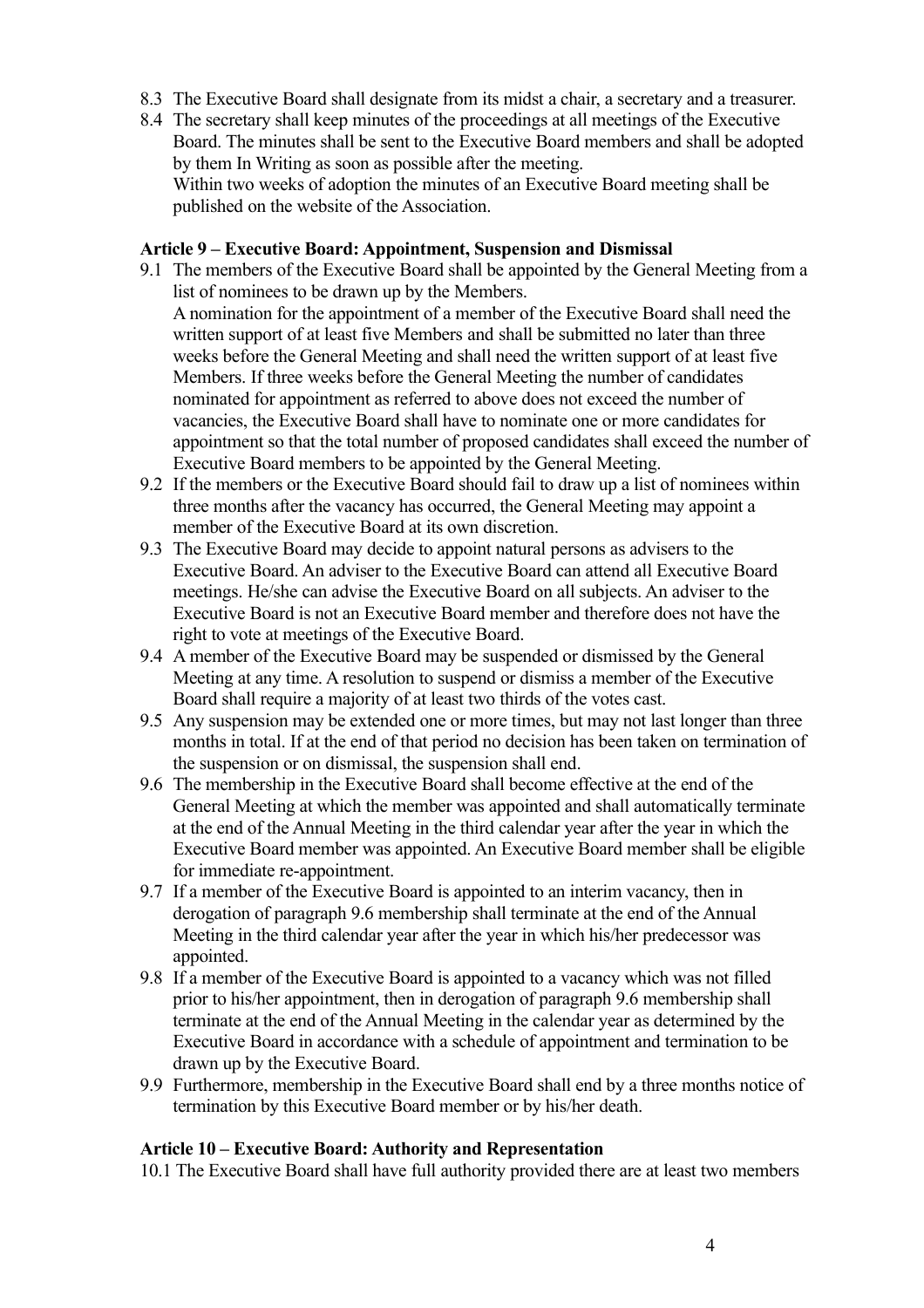8.3 The Executive Board shall designate from its midst a chair, a secretary and a treasurer.

8.4 The secretary shall keep minutes of the proceedings at all meetings of the Executive Board. The minutes shall be sent to the Executive Board members and shall be adopted by them In Writing as soon as possible after the meeting.
Within two weeks of adoption the minutes of an Executive Board meeting shall be published on the website of the Association.

**Article 9 – Executive Board: Appointment, Suspension and Dismissal**

9.1 The members of the Executive Board shall be appointed by the General Meeting from a list of nominees to be drawn up by the Members.
A nomination for the appointment of a member of the Executive Board shall need the written support of at least five Members and shall be submitted no later than three weeks before the General Meeting and shall need the written support of at least five Members. If three weeks before the General Meeting the number of candidates nominated for appointment as referred to above does not exceed the number of vacancies, the Executive Board shall have to nominate one or more candidates for appointment so that the total number of proposed candidates shall exceed the number of Executive Board members to be appointed by the General Meeting.

9.2 If the members or the Executive Board should fail to draw up a list of nominees within three months after the vacancy has occurred, the General Meeting may appoint a member of the Executive Board at its own discretion.

9.3 The Executive Board may decide to appoint natural persons as advisers to the Executive Board. An adviser to the Executive Board can attend all Executive Board meetings. He/she can advise the Executive Board on all subjects. An adviser to the Executive Board is not an Executive Board member and therefore does not have the right to vote at meetings of the Executive Board.

9.4 A member of the Executive Board may be suspended or dismissed by the General Meeting at any time. A resolution to suspend or dismiss a member of the Executive Board shall require a majority of at least two thirds of the votes cast.

9.5 Any suspension may be extended one or more times, but may not last longer than three months in total. If at the end of that period no decision has been taken on termination of the suspension or on dismissal, the suspension shall end.

9.6 The membership in the Executive Board shall become effective at the end of the General Meeting at which the member was appointed and shall automatically terminate at the end of the Annual Meeting in the third calendar year after the year in which the Executive Board member was appointed. An Executive Board member shall be eligible for immediate re-appointment.

9.7 If a member of the Executive Board is appointed to an interim vacancy, then in derogation of paragraph 9.6 membership shall terminate at the end of the Annual Meeting in the third calendar year after the year in which his/her predecessor was appointed.

9.8 If a member of the Executive Board is appointed to a vacancy which was not filled prior to his/her appointment, then in derogation of paragraph 9.6 membership shall terminate at the end of the Annual Meeting in the calendar year as determined by the Executive Board in accordance with a schedule of appointment and termination to be drawn up by the Executive Board.

9.9 Furthermore, membership in the Executive Board shall end by a three months notice of termination by this Executive Board member or by his/her death.

**Article 10 – Executive Board: Authority and Representation**

10.1 The Executive Board shall have full authority provided there are at least two members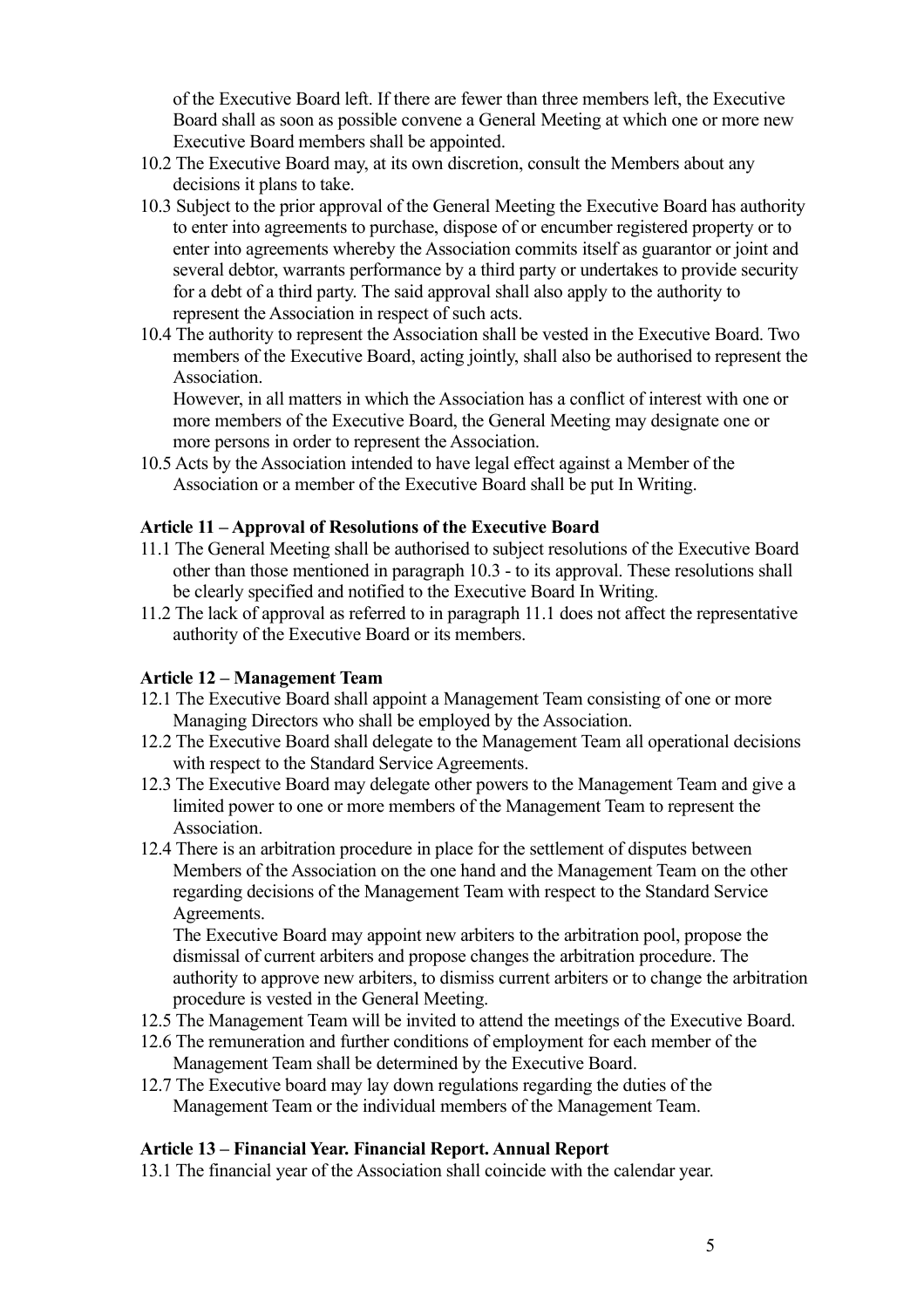of the Executive Board left. If there are fewer than three members left, the Executive Board shall as soon as possible convene a General Meeting at which one or more new Executive Board members shall be appointed.

10.2 The Executive Board may, at its own discretion, consult the Members about any decisions it plans to take.

10.3 Subject to the prior approval of the General Meeting the Executive Board has authority to enter into agreements to purchase, dispose of or encumber registered property or to enter into agreements whereby the Association commits itself as guarantor or joint and several debtor, warrants performance by a third party or undertakes to provide security for a debt of a third party. The said approval shall also apply to the authority to represent the Association in respect of such acts.

10.4 The authority to represent the Association shall be vested in the Executive Board. Two members of the Executive Board, acting jointly, shall also be authorised to represent the Association.
However, in all matters in which the Association has a conflict of interest with one or more members of the Executive Board, the General Meeting may designate one or more persons in order to represent the Association.

10.5 Acts by the Association intended to have legal effect against a Member of the Association or a member of the Executive Board shall be put In Writing.

**Article 11 – Approval of Resolutions of the Executive Board**

11.1 The General Meeting shall be authorised to subject resolutions of the Executive Board other than those mentioned in paragraph 10.3 - to its approval. These resolutions shall be clearly specified and notified to the Executive Board In Writing.

11.2 The lack of approval as referred to in paragraph 11.1 does not affect the representative authority of the Executive Board or its members.

**Article 12 – Management Team**

12.1 The Executive Board shall appoint a Management Team consisting of one or more Managing Directors who shall be employed by the Association.

12.2 The Executive Board shall delegate to the Management Team all operational decisions with respect to the Standard Service Agreements.

12.3 The Executive Board may delegate other powers to the Management Team and give a limited power to one or more members of the Management Team to represent the Association.

12.4 There is an arbitration procedure in place for the settlement of disputes between Members of the Association on the one hand and the Management Team on the other regarding decisions of the Management Team with respect to the Standard Service Agreements.
The Executive Board may appoint new arbiters to the arbitration pool, propose the dismissal of current arbiters and propose changes the arbitration procedure. The authority to approve new arbiters, to dismiss current arbiters or to change the arbitration procedure is vested in the General Meeting.

12.5 The Management Team will be invited to attend the meetings of the Executive Board.

12.6 The remuneration and further conditions of employment for each member of the Management Team shall be determined by the Executive Board.

12.7 The Executive board may lay down regulations regarding the duties of the Management Team or the individual members of the Management Team.

**Article 13 – Financial Year. Financial Report. Annual Report**

13.1 The financial year of the Association shall coincide with the calendar year.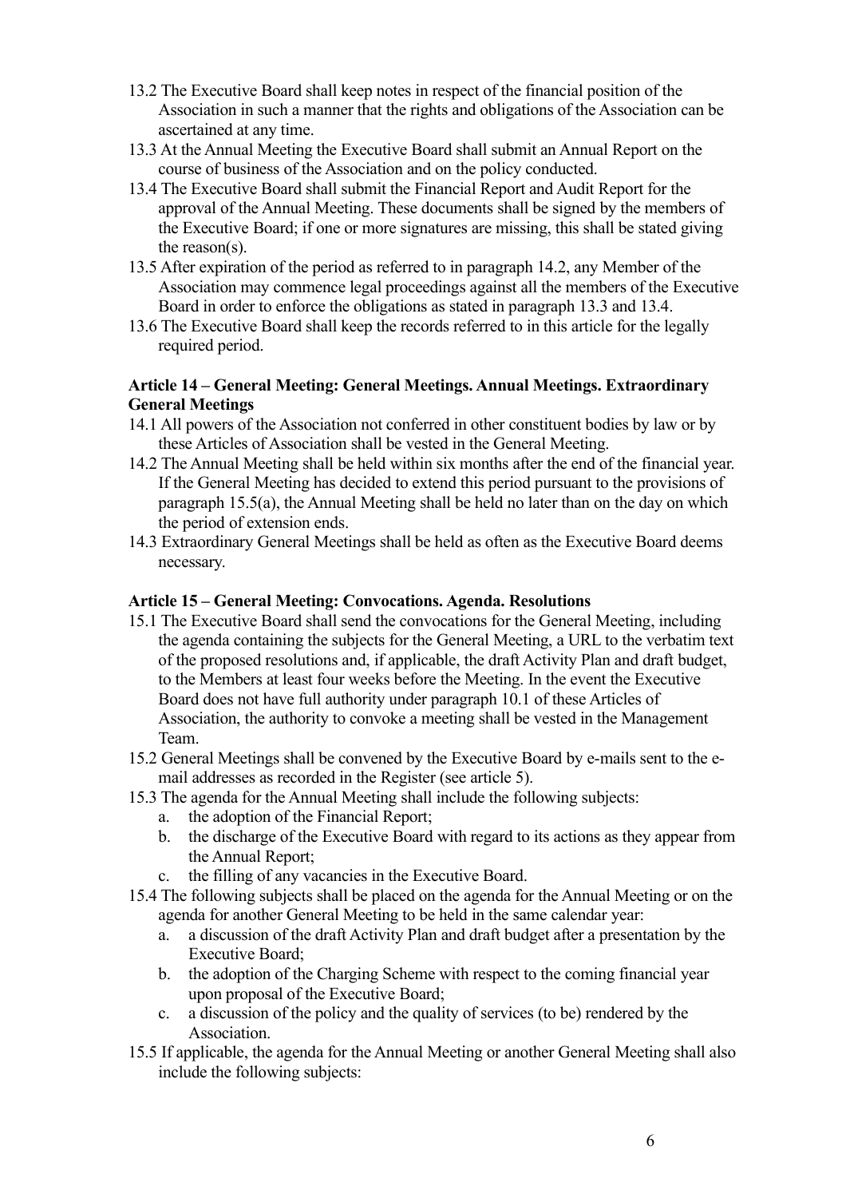13.2 The Executive Board shall keep notes in respect of the financial position of the Association in such a manner that the rights and obligations of the Association can be ascertained at any time.

13.3 At the Annual Meeting the Executive Board shall submit an Annual Report on the course of business of the Association and on the policy conducted.

13.4 The Executive Board shall submit the Financial Report and Audit Report for the approval of the Annual Meeting. These documents shall be signed by the members of the Executive Board; if one or more signatures are missing, this shall be stated giving the reason(s).

13.5 After expiration of the period as referred to in paragraph 14.2, any Member of the Association may commence legal proceedings against all the members of the Executive Board in order to enforce the obligations as stated in paragraph 13.3 and 13.4.

13.6 The Executive Board shall keep the records referred to in this article for the legally required period.

**Article 14 – General Meeting: General Meetings. Annual Meetings. Extraordinary General Meetings**

14.1 All powers of the Association not conferred in other constituent bodies by law or by these Articles of Association shall be vested in the General Meeting.

14.2 The Annual Meeting shall be held within six months after the end of the financial year. If the General Meeting has decided to extend this period pursuant to the provisions of paragraph 15.5(a), the Annual Meeting shall be held no later than on the day on which the period of extension ends.

14.3 Extraordinary General Meetings shall be held as often as the Executive Board deems necessary.

**Article 15 – General Meeting: Convocations. Agenda. Resolutions**

15.1 The Executive Board shall send the convocations for the General Meeting, including the agenda containing the subjects for the General Meeting, a URL to the verbatim text of the proposed resolutions and, if applicable, the draft Activity Plan and draft budget, to the Members at least four weeks before the Meeting. In the event the Executive Board does not have full authority under paragraph 10.1 of these Articles of Association, the authority to convoke a meeting shall be vested in the Management Team.

15.2 General Meetings shall be convened by the Executive Board by e-mails sent to the e-mail addresses as recorded in the Register (see article 5).

15.3 The agenda for the Annual Meeting shall include the following subjects:

a. the adoption of the Financial Report;
b. the discharge of the Executive Board with regard to its actions as they appear from the Annual Report;
c. the filling of any vacancies in the Executive Board.

15.4 The following subjects shall be placed on the agenda for the Annual Meeting or on the agenda for another General Meeting to be held in the same calendar year:

a. a discussion of the draft Activity Plan and draft budget after a presentation by the Executive Board;
b. the adoption of the Charging Scheme with respect to the coming financial year upon proposal of the Executive Board;
c. a discussion of the policy and the quality of services (to be) rendered by the Association.

15.5 If applicable, the agenda for the Annual Meeting or another General Meeting shall also include the following subjects: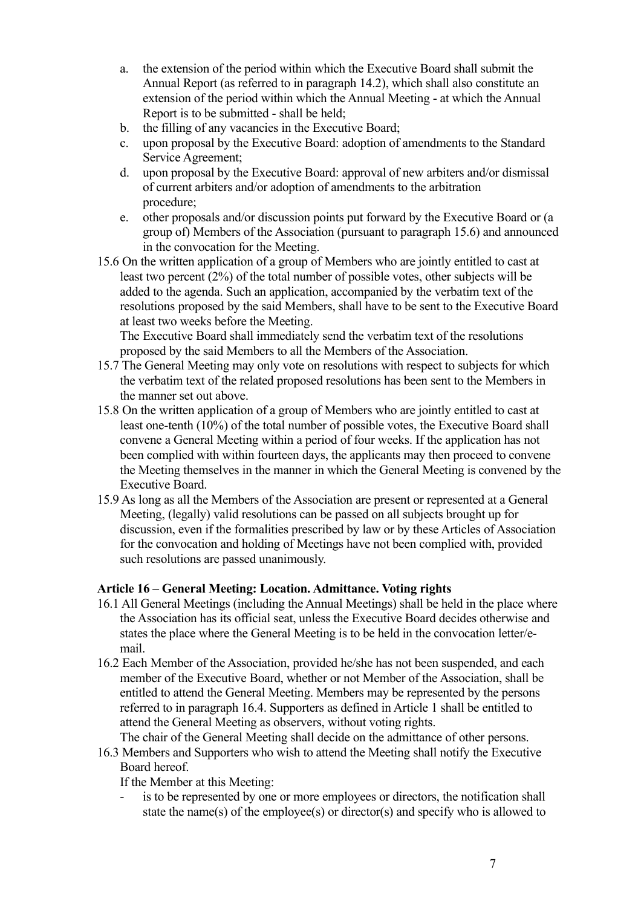a. the extension of the period within which the Executive Board shall submit the Annual Report (as referred to in paragraph 14.2), which shall also constitute an extension of the period within which the Annual Meeting - at which the Annual Report is to be submitted - shall be held;
b. the filling of any vacancies in the Executive Board;
c. upon proposal by the Executive Board: adoption of amendments to the Standard Service Agreement;
d. upon proposal by the Executive Board: approval of new arbiters and/or dismissal of current arbiters and/or adoption of amendments to the arbitration procedure;
e. other proposals and/or discussion points put forward by the Executive Board or (a group of) Members of the Association (pursuant to paragraph 15.6) and announced in the convocation for the Meeting.

15.6 On the written application of a group of Members who are jointly entitled to cast at least two percent (2%) of the total number of possible votes, other subjects will be added to the agenda. Such an application, accompanied by the verbatim text of the resolutions proposed by the said Members, shall have to be sent to the Executive Board at least two weeks before the Meeting.
The Executive Board shall immediately send the verbatim text of the resolutions proposed by the said Members to all the Members of the Association.

15.7 The General Meeting may only vote on resolutions with respect to subjects for which the verbatim text of the related proposed resolutions has been sent to the Members in the manner set out above.

15.8 On the written application of a group of Members who are jointly entitled to cast at least one-tenth (10%) of the total number of possible votes, the Executive Board shall convene a General Meeting within a period of four weeks. If the application has not been complied with within fourteen days, the applicants may then proceed to convene the Meeting themselves in the manner in which the General Meeting is convened by the Executive Board.

15.9 As long as all the Members of the Association are present or represented at a General Meeting, (legally) valid resolutions can be passed on all subjects brought up for discussion, even if the formalities prescribed by law or by these Articles of Association for the convocation and holding of Meetings have not been complied with, provided such resolutions are passed unanimously.

**Article 16 – General Meeting: Location. Admittance. Voting rights**

16.1 All General Meetings (including the Annual Meetings) shall be held in the place where the Association has its official seat, unless the Executive Board decides otherwise and states the place where the General Meeting is to be held in the convocation letter/e-mail.

16.2 Each Member of the Association, provided he/she has not been suspended, and each member of the Executive Board, whether or not Member of the Association, shall be entitled to attend the General Meeting. Members may be represented by the persons referred to in paragraph 16.4. Supporters as defined in Article 1 shall be entitled to attend the General Meeting as observers, without voting rights.
The chair of the General Meeting shall decide on the admittance of other persons.

16.3 Members and Supporters who wish to attend the Meeting shall notify the Executive Board hereof.
If the Member at this Meeting:

- is to be represented by one or more employees or directors, the notification shall state the name(s) of the employee(s) or director(s) and specify who is allowed to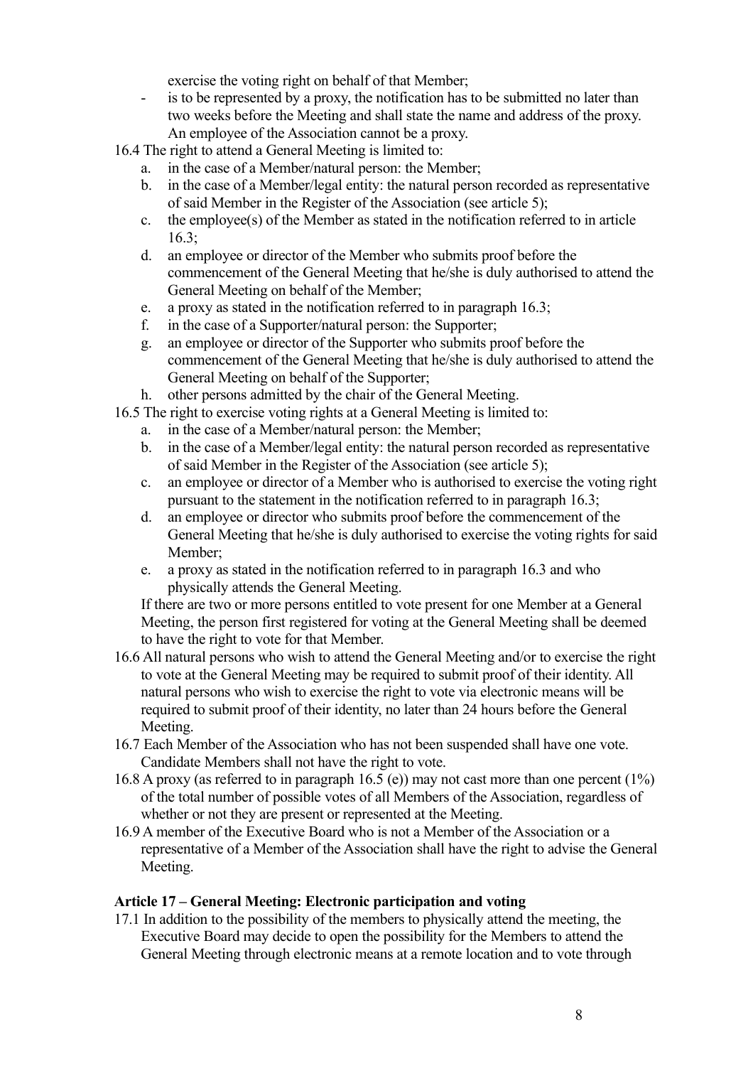exercise the voting right on behalf of that Member;

- is to be represented by a proxy, the notification has to be submitted no later than two weeks before the Meeting and shall state the name and address of the proxy. An employee of the Association cannot be a proxy.

16.4 The right to attend a General Meeting is limited to:

a. in the case of a Member/natural person: the Member;
b. in the case of a Member/legal entity: the natural person recorded as representative of said Member in the Register of the Association (see article 5);
c. the employee(s) of the Member as stated in the notification referred to in article 16.3;
d. an employee or director of the Member who submits proof before the commencement of the General Meeting that he/she is duly authorised to attend the General Meeting on behalf of the Member;
e. a proxy as stated in the notification referred to in paragraph 16.3;
f. in the case of a Supporter/natural person: the Supporter;
g. an employee or director of the Supporter who submits proof before the commencement of the General Meeting that he/she is duly authorised to attend the General Meeting on behalf of the Supporter;
h. other persons admitted by the chair of the General Meeting.

16.5 The right to exercise voting rights at a General Meeting is limited to:

a. in the case of a Member/natural person: the Member;
b. in the case of a Member/legal entity: the natural person recorded as representative of said Member in the Register of the Association (see article 5);
c. an employee or director of a Member who is authorised to exercise the voting right pursuant to the statement in the notification referred to in paragraph 16.3;
d. an employee or director who submits proof before the commencement of the General Meeting that he/she is duly authorised to exercise the voting rights for said Member;
e. a proxy as stated in the notification referred to in paragraph 16.3 and who physically attends the General Meeting.

If there are two or more persons entitled to vote present for one Member at a General Meeting, the person first registered for voting at the General Meeting shall be deemed to have the right to vote for that Member.

16.6 All natural persons who wish to attend the General Meeting and/or to exercise the right to vote at the General Meeting may be required to submit proof of their identity. All natural persons who wish to exercise the right to vote via electronic means will be required to submit proof of their identity, no later than 24 hours before the General Meeting.

16.7 Each Member of the Association who has not been suspended shall have one vote. Candidate Members shall not have the right to vote.

16.8 A proxy (as referred to in paragraph 16.5 (e)) may not cast more than one percent (1%) of the total number of possible votes of all Members of the Association, regardless of whether or not they are present or represented at the Meeting.

16.9 A member of the Executive Board who is not a Member of the Association or a representative of a Member of the Association shall have the right to advise the General Meeting.

### Article 17 – General Meeting: Electronic participation and voting

17.1 In addition to the possibility of the members to physically attend the meeting, the Executive Board may decide to open the possibility for the Members to attend the General Meeting through electronic means at a remote location and to vote through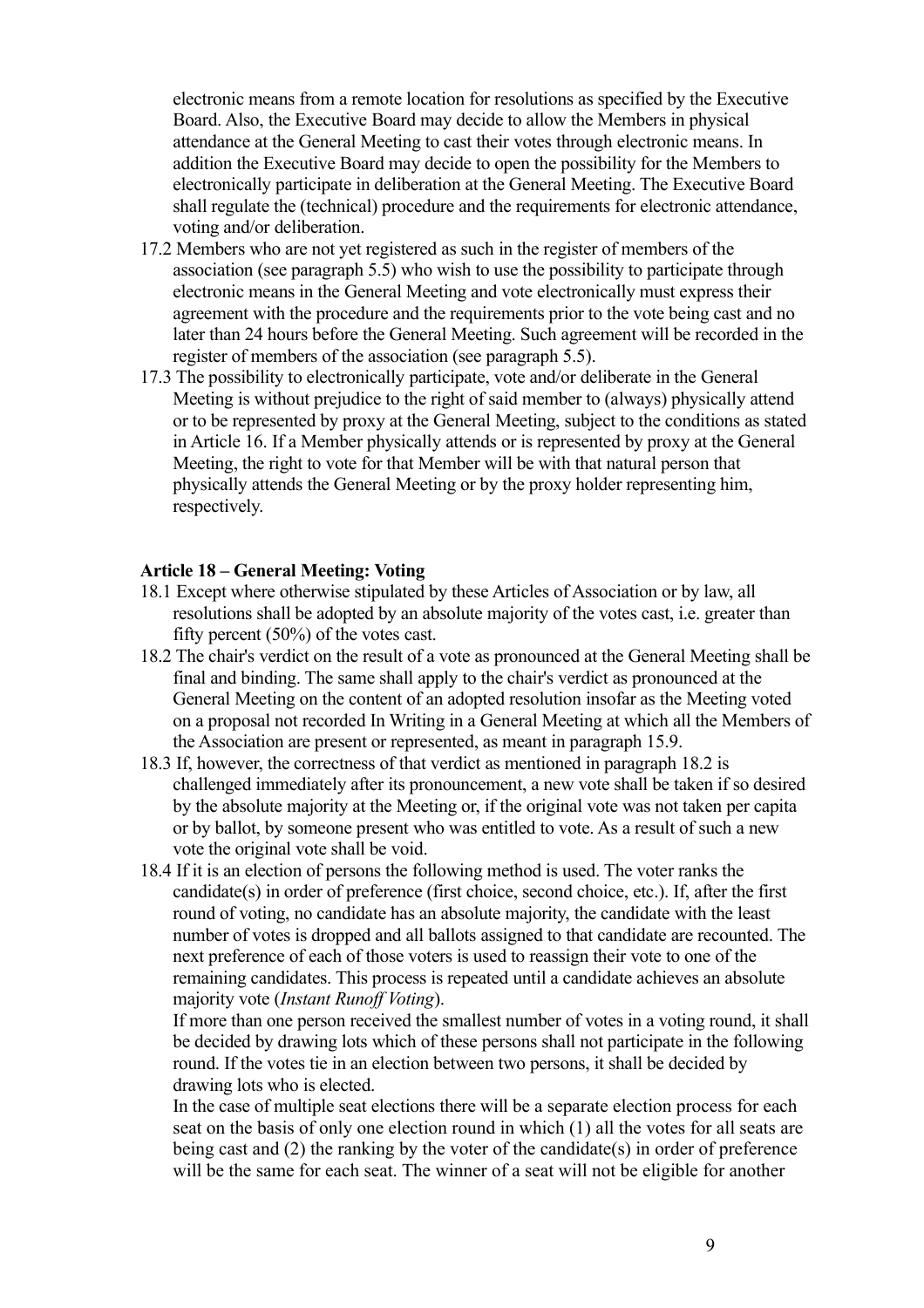electronic means from a remote location for resolutions as specified by the Executive Board. Also, the Executive Board may decide to allow the Members in physical attendance at the General Meeting to cast their votes through electronic means. In addition the Executive Board may decide to open the possibility for the Members to electronically participate in deliberation at the General Meeting. The Executive Board shall regulate the (technical) procedure and the requirements for electronic attendance, voting and/or deliberation.

17.2 Members who are not yet registered as such in the register of members of the association (see paragraph 5.5) who wish to use the possibility to participate through electronic means in the General Meeting and vote electronically must express their agreement with the procedure and the requirements prior to the vote being cast and no later than 24 hours before the General Meeting. Such agreement will be recorded in the register of members of the association (see paragraph 5.5).

17.3 The possibility to electronically participate, vote and/or deliberate in the General Meeting is without prejudice to the right of said member to (always) physically attend or to be represented by proxy at the General Meeting, subject to the conditions as stated in Article 16. If a Member physically attends or is represented by proxy at the General Meeting, the right to vote for that Member will be with that natural person that physically attends the General Meeting or by the proxy holder representing him, respectively.

**Article 18 – General Meeting: Voting**

18.1 Except where otherwise stipulated by these Articles of Association or by law, all resolutions shall be adopted by an absolute majority of the votes cast, i.e. greater than fifty percent (50%) of the votes cast.

18.2 The chair's verdict on the result of a vote as pronounced at the General Meeting shall be final and binding. The same shall apply to the chair's verdict as pronounced at the General Meeting on the content of an adopted resolution insofar as the Meeting voted on a proposal not recorded In Writing in a General Meeting at which all the Members of the Association are present or represented, as meant in paragraph 15.9.

18.3 If, however, the correctness of that verdict as mentioned in paragraph 18.2 is challenged immediately after its pronouncement, a new vote shall be taken if so desired by the absolute majority at the Meeting or, if the original vote was not taken per capita or by ballot, by someone present who was entitled to vote. As a result of such a new vote the original vote shall be void.

18.4 If it is an election of persons the following method is used. The voter ranks the candidate(s) in order of preference (first choice, second choice, etc.). If, after the first round of voting, no candidate has an absolute majority, the candidate with the least number of votes is dropped and all ballots assigned to that candidate are recounted. The next preference of each of those voters is used to reassign their vote to one of the remaining candidates. This process is repeated until a candidate achieves an absolute majority vote (*Instant Runoff Voting*).

If more than one person received the smallest number of votes in a voting round, it shall be decided by drawing lots which of these persons shall not participate in the following round. If the votes tie in an election between two persons, it shall be decided by drawing lots who is elected.

In the case of multiple seat elections there will be a separate election process for each seat on the basis of only one election round in which (1) all the votes for all seats are being cast and (2) the ranking by the voter of the candidate(s) in order of preference will be the same for each seat. The winner of a seat will not be eligible for another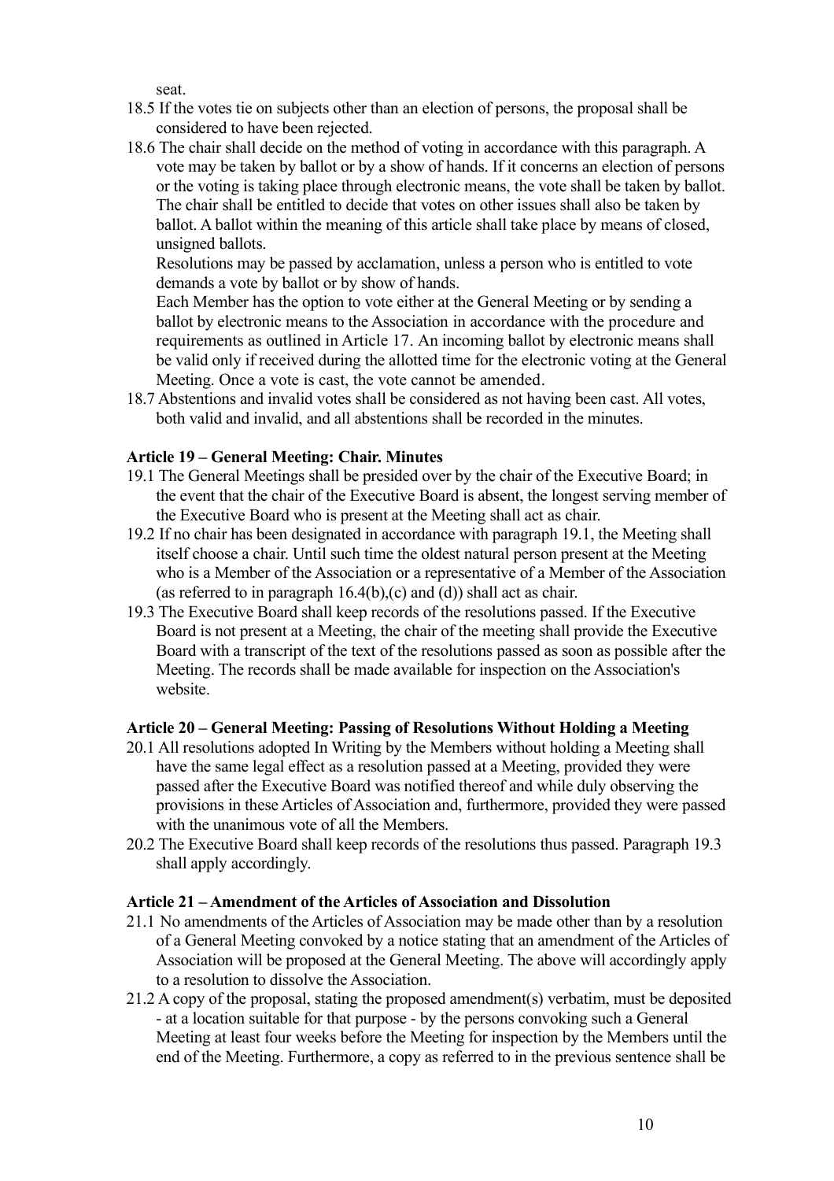seat.

18.5 If the votes tie on subjects other than an election of persons, the proposal shall be considered to have been rejected.

18.6 The chair shall decide on the method of voting in accordance with this paragraph. A vote may be taken by ballot or by a show of hands. If it concerns an election of persons or the voting is taking place through electronic means, the vote shall be taken by ballot. The chair shall be entitled to decide that votes on other issues shall also be taken by ballot. A ballot within the meaning of this article shall take place by means of closed, unsigned ballots.

Resolutions may be passed by acclamation, unless a person who is entitled to vote demands a vote by ballot or by show of hands.

Each Member has the option to vote either at the General Meeting or by sending a ballot by electronic means to the Association in accordance with the procedure and requirements as outlined in Article 17. An incoming ballot by electronic means shall be valid only if received during the allotted time for the electronic voting at the General Meeting. Once a vote is cast, the vote cannot be amended.

18.7 Abstentions and invalid votes shall be considered as not having been cast. All votes, both valid and invalid, and all abstentions shall be recorded in the minutes.

**Article 19 – General Meeting: Chair. Minutes**

19.1 The General Meetings shall be presided over by the chair of the Executive Board; in the event that the chair of the Executive Board is absent, the longest serving member of the Executive Board who is present at the Meeting shall act as chair.

19.2 If no chair has been designated in accordance with paragraph 19.1, the Meeting shall itself choose a chair. Until such time the oldest natural person present at the Meeting who is a Member of the Association or a representative of a Member of the Association (as referred to in paragraph 16.4(b),(c) and (d)) shall act as chair.

19.3 The Executive Board shall keep records of the resolutions passed. If the Executive Board is not present at a Meeting, the chair of the meeting shall provide the Executive Board with a transcript of the text of the resolutions passed as soon as possible after the Meeting. The records shall be made available for inspection on the Association's website.

**Article 20 – General Meeting: Passing of Resolutions Without Holding a Meeting**

20.1 All resolutions adopted In Writing by the Members without holding a Meeting shall have the same legal effect as a resolution passed at a Meeting, provided they were passed after the Executive Board was notified thereof and while duly observing the provisions in these Articles of Association and, furthermore, provided they were passed with the unanimous vote of all the Members.

20.2 The Executive Board shall keep records of the resolutions thus passed. Paragraph 19.3 shall apply accordingly.

**Article 21 – Amendment of the Articles of Association and Dissolution**

21.1 No amendments of the Articles of Association may be made other than by a resolution of a General Meeting convoked by a notice stating that an amendment of the Articles of Association will be proposed at the General Meeting. The above will accordingly apply to a resolution to dissolve the Association.

21.2 A copy of the proposal, stating the proposed amendment(s) verbatim, must be deposited - at a location suitable for that purpose - by the persons convoking such a General Meeting at least four weeks before the Meeting for inspection by the Members until the end of the Meeting. Furthermore, a copy as referred to in the previous sentence shall be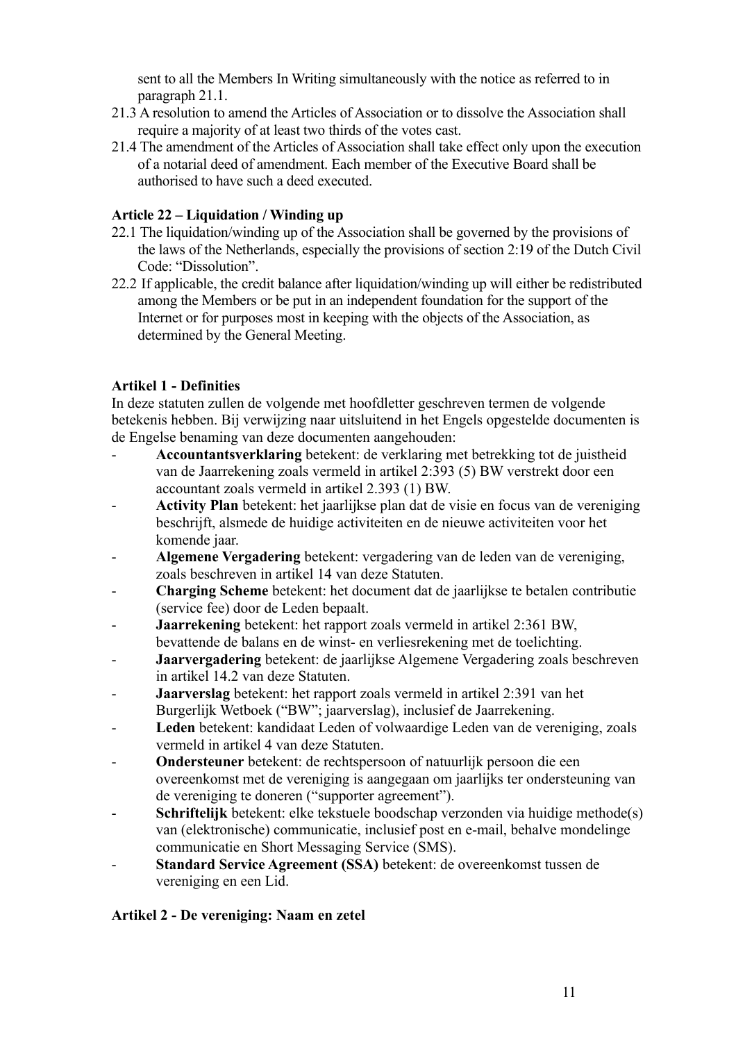sent to all the Members In Writing simultaneously with the notice as referred to in paragraph 21.1.

21.3 A resolution to amend the Articles of Association or to dissolve the Association shall require a majority of at least two thirds of the votes cast.

21.4 The amendment of the Articles of Association shall take effect only upon the execution of a notarial deed of amendment. Each member of the Executive Board shall be authorised to have such a deed executed.

**Article 22 – Liquidation / Winding up**

22.1 The liquidation/winding up of the Association shall be governed by the provisions of the laws of the Netherlands, especially the provisions of section 2:19 of the Dutch Civil Code: "Dissolution".

22.2 If applicable, the credit balance after liquidation/winding up will either be redistributed among the Members or be put in an independent foundation for the support of the Internet or for purposes most in keeping with the objects of the Association, as determined by the General Meeting.

**Artikel 1 - Definities**

In deze statuten zullen de volgende met hoofdletter geschreven termen de volgende betekenis hebben. Bij verwijzing naar uitsluitend in het Engels opgestelde documenten is de Engelse benaming van deze documenten aangehouden:

- **Accountantsverklaring** betekent: de verklaring met betrekking tot de juistheid van de Jaarrekening zoals vermeld in artikel 2:393 (5) BW verstrekt door een accountant zoals vermeld in artikel 2.393 (1) BW.
- **Activity Plan** betekent: het jaarlijkse plan dat de visie en focus van de vereniging beschrijft, alsmede de huidige activiteiten en de nieuwe activiteiten voor het komende jaar.
- **Algemene Vergadering** betekent: vergadering van de leden van de vereniging, zoals beschreven in artikel 14 van deze Statuten.
- **Charging Scheme** betekent: het document dat de jaarlijkse te betalen contributie (service fee) door de Leden bepaalt.
- **Jaarrekening** betekent: het rapport zoals vermeld in artikel 2:361 BW, bevattende de balans en de winst- en verliesrekening met de toelichting.
- **Jaarvergadering** betekent: de jaarlijkse Algemene Vergadering zoals beschreven in artikel 14.2 van deze Statuten.
- **Jaarverslag** betekent: het rapport zoals vermeld in artikel 2:391 van het Burgerlijk Wetboek ("BW"; jaarverslag), inclusief de Jaarrekening.
- **Leden** betekent: kandidaat Leden of volwaardige Leden van de vereniging, zoals vermeld in artikel 4 van deze Statuten.
- **Ondersteuner** betekent: de rechtspersoon of natuurlijk persoon die een overeenkomst met de vereniging is aangegaan om jaarlijks ter ondersteuning van de vereniging te doneren ("supporter agreement").
- **Schriftelijk** betekent: elke tekstuele boodschap verzonden via huidige methode(s) van (elektronische) communicatie, inclusief post en e-mail, behalve mondelinge communicatie en Short Messaging Service (SMS).
- **Standard Service Agreement (SSA)** betekent: de overeenkomst tussen de vereniging en een Lid.

**Artikel 2 - De vereniging: Naam en zetel**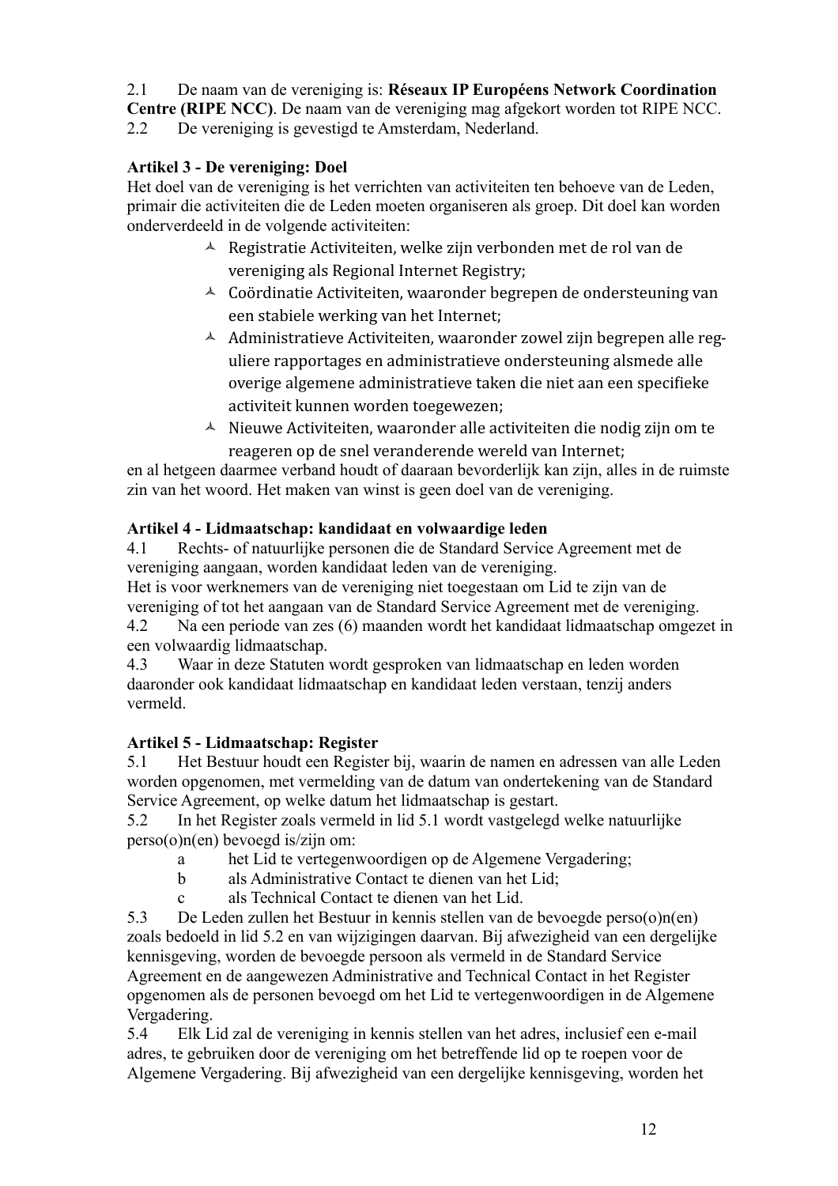2.1 De naam van de vereniging is: **Réseaux IP Européens Network Coordination Centre (RIPE NCC)**. De naam van de vereniging mag afgekort worden tot RIPE NCC.
2.2 De vereniging is gevestigd te Amsterdam, Nederland.

**Artikel 3 - De vereniging: Doel**

Het doel van de vereniging is het verrichten van activiteiten ten behoeve van de Leden, primair die activiteiten die de Leden moeten organiseren als groep. Dit doel kan worden onderverdeeld in de volgende activiteiten:

- Registratie Activiteiten, welke zijn verbonden met de rol van de vereniging als Regional Internet Registry;
- Coördinatie Activiteiten, waaronder begrepen de ondersteuning van een stabiele werking van het Internet;
- Administratieve Activiteiten, waaronder zowel zijn begrepen alle reguliere rapportages en administratieve ondersteuning alsmede alle overige algemene administratieve taken die niet aan een specifieke activiteit kunnen worden toegewezen;
- Nieuwe Activiteiten, waaronder alle activiteiten die nodig zijn om te reageren op de snel veranderende wereld van Internet;

en al hetgeen daarmee verband houdt of daaraan bevorderlijk kan zijn, alles in de ruimste zin van het woord. Het maken van winst is geen doel van de vereniging.

**Artikel 4 - Lidmaatschap: kandidaat en volwaardige leden**

4.1 Rechts- of natuurlijke personen die de Standard Service Agreement met de vereniging aangaan, worden kandidaat leden van de vereniging.
Het is voor werknemers van de vereniging niet toegestaan om Lid te zijn van de vereniging of tot het aangaan van de Standard Service Agreement met de vereniging.
4.2 Na een periode van zes (6) maanden wordt het kandidaat lidmaatschap omgezet in een volwaardig lidmaatschap.
4.3 Waar in deze Statuten wordt gesproken van lidmaatschap en leden worden daaronder ook kandidaat lidmaatschap en kandidaat leden verstaan, tenzij anders vermeld.

**Artikel 5 - Lidmaatschap: Register**

5.1 Het Bestuur houdt een Register bij, waarin de namen en adressen van alle Leden worden opgenomen, met vermelding van de datum van ondertekening van de Standard Service Agreement, op welke datum het lidmaatschap is gestart.
5.2 In het Register zoals vermeld in lid 5.1 wordt vastgelegd welke natuurlijke perso(o)n(en) bevoegd is/zijn om:

  a het Lid te vertegenwoordigen op de Algemene Vergadering;
  b als Administrative Contact te dienen van het Lid;
  c als Technical Contact te dienen van het Lid.

5.3 De Leden zullen het Bestuur in kennis stellen van de bevoegde perso(o)n(en) zoals bedoeld in lid 5.2 en van wijzigingen daarvan. Bij afwezigheid van een dergelijke kennisgeving, worden de bevoegde persoon als vermeld in de Standard Service Agreement en de aangewezen Administrative and Technical Contact in het Register opgenomen als de personen bevoegd om het Lid te vertegenwoordigen in de Algemene Vergadering.
5.4 Elk Lid zal de vereniging in kennis stellen van het adres, inclusief een e-mail adres, te gebruiken door de vereniging om het betreffende lid op te roepen voor de Algemene Vergadering. Bij afwezigheid van een dergelijke kennisgeving, worden het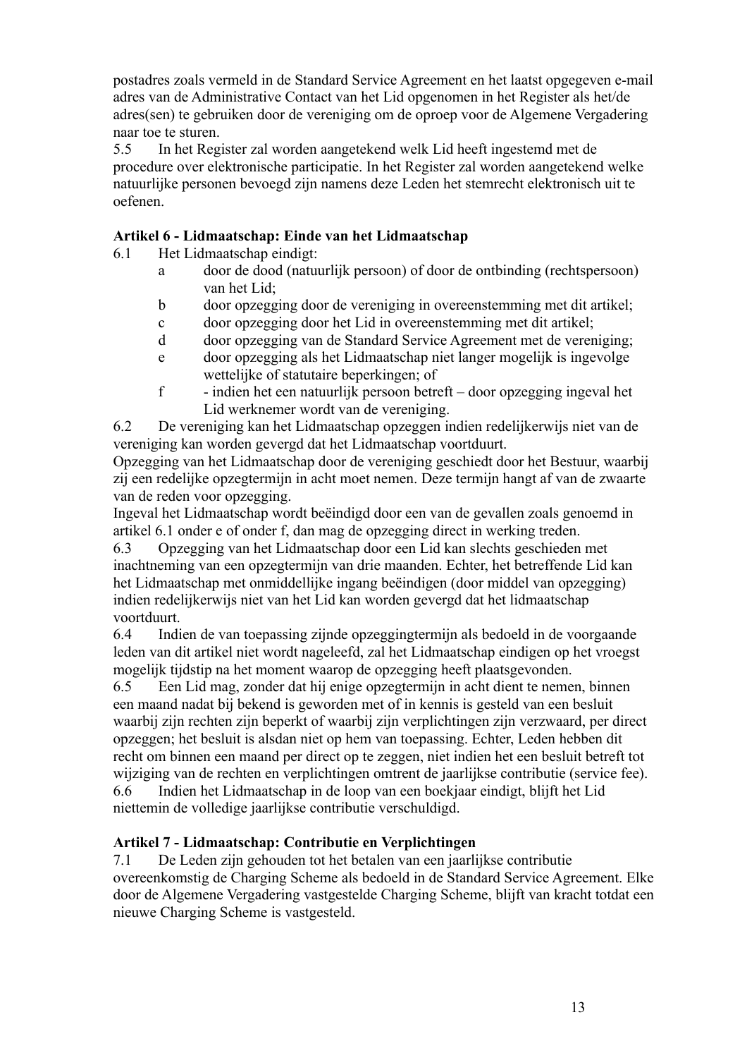postadres zoals vermeld in de Standard Service Agreement en het laatst opgegeven e-mail adres van de Administrative Contact van het Lid opgenomen in het Register als het/de adres(sen) te gebruiken door de vereniging om de oproep voor de Algemene Vergadering naar toe te sturen.

5.5 In het Register zal worden aangetekend welk Lid heeft ingestemd met de procedure over elektronische participatie. In het Register zal worden aangetekend welke natuurlijke personen bevoegd zijn namens deze Leden het stemrecht elektronisch uit te oefenen.

**Artikel 6 - Lidmaatschap: Einde van het Lidmaatschap**

6.1 Het Lidmaatschap eindigt:

- a door de dood (natuurlijk persoon) of door de ontbinding (rechtspersoon) van het Lid;
- b door opzegging door de vereniging in overeenstemming met dit artikel;
- c door opzegging door het Lid in overeenstemming met dit artikel;
- d door opzegging van de Standard Service Agreement met de vereniging;
- e door opzegging als het Lidmaatschap niet langer mogelijk is ingevolge wettelijke of statutaire beperkingen; of
- f - indien het een natuurlijk persoon betreft – door opzegging ingeval het Lid werknemer wordt van de vereniging.

6.2 De vereniging kan het Lidmaatschap opzeggen indien redelijkerwijs niet van de vereniging kan worden gevergd dat het Lidmaatschap voortduurt.
Opzegging van het Lidmaatschap door de vereniging geschiedt door het Bestuur, waarbij zij een redelijke opzegtermijn in acht moet nemen. Deze termijn hangt af van de zwaarte van de reden voor opzegging.
Ingeval het Lidmaatschap wordt beëindigd door een van de gevallen zoals genoemd in artikel 6.1 onder e of onder f, dan mag de opzegging direct in werking treden.

6.3 Opzegging van het Lidmaatschap door een Lid kan slechts geschieden met inachtneming van een opzegtermijn van drie maanden. Echter, het betreffende Lid kan het Lidmaatschap met onmiddellijke ingang beëindigen (door middel van opzegging) indien redelijkerwijs niet van het Lid kan worden gevergd dat het lidmaatschap voortduurt.

6.4 Indien de van toepassing zijnde opzeggingtermijn als bedoeld in de voorgaande leden van dit artikel niet wordt nageleefd, zal het Lidmaatschap eindigen op het vroegst mogelijk tijdstip na het moment waarop de opzegging heeft plaatsgevonden.

6.5 Een Lid mag, zonder dat hij enige opzegtermijn in acht dient te nemen, binnen een maand nadat bij bekend is geworden met of in kennis is gesteld van een besluit waarbij zijn rechten zijn beperkt of waarbij zijn verplichtingen zijn verzwaard, per direct opzeggen; het besluit is alsdan niet op hem van toepassing. Echter, Leden hebben dit recht om binnen een maand per direct op te zeggen, niet indien het een besluit betreft tot wijziging van de rechten en verplichtingen omtrent de jaarlijkse contributie (service fee).

6.6 Indien het Lidmaatschap in de loop van een boekjaar eindigt, blijft het Lid niettemin de volledige jaarlijkse contributie verschuldigd.

**Artikel 7 - Lidmaatschap: Contributie en Verplichtingen**

7.1 De Leden zijn gehouden tot het betalen van een jaarlijkse contributie overeenkomstig de Charging Scheme als bedoeld in de Standard Service Agreement. Elke door de Algemene Vergadering vastgestelde Charging Scheme, blijft van kracht totdat een nieuwe Charging Scheme is vastgesteld.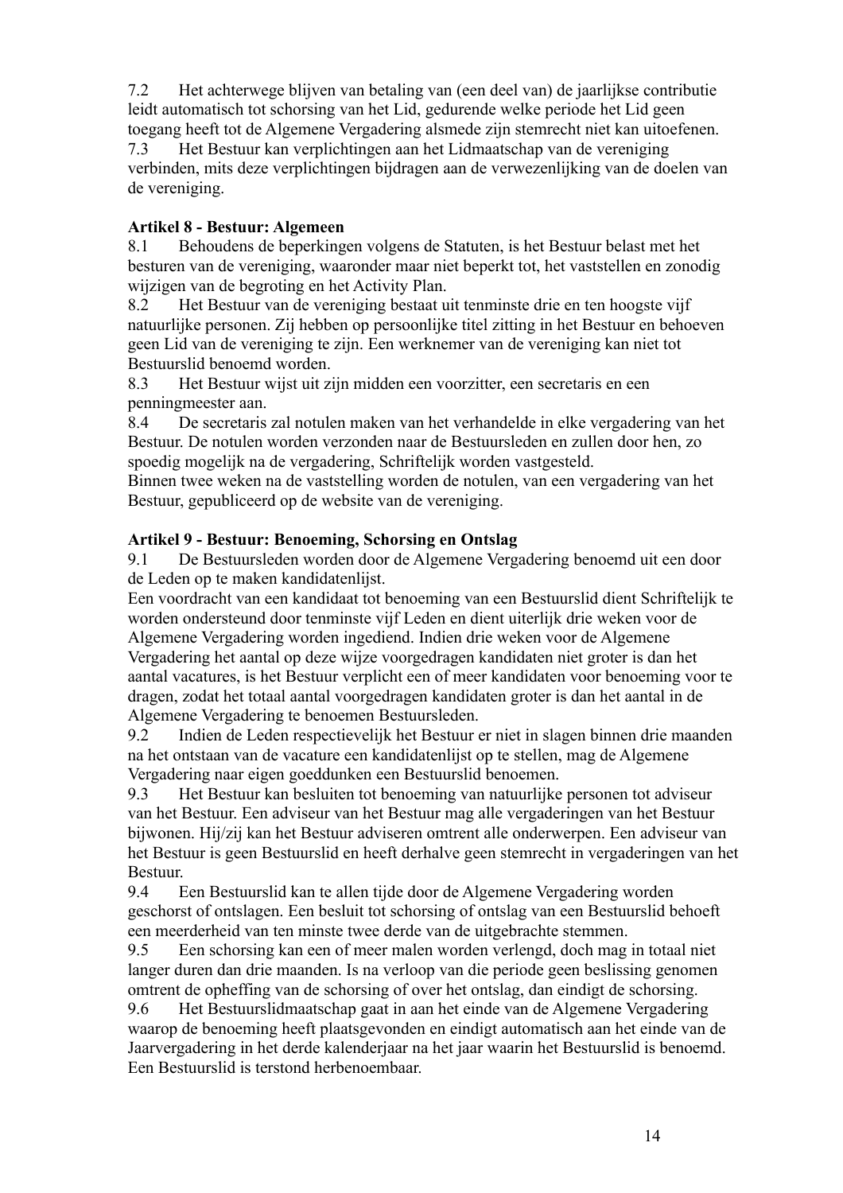7.2 Het achterwege blijven van betaling van (een deel van) de jaarlijkse contributie leidt automatisch tot schorsing van het Lid, gedurende welke periode het Lid geen toegang heeft tot de Algemene Vergadering alsmede zijn stemrecht niet kan uitoefenen.

7.3 Het Bestuur kan verplichtingen aan het Lidmaatschap van de vereniging verbinden, mits deze verplichtingen bijdragen aan de verwezenlijking van de doelen van de vereniging.

**Artikel 8 - Bestuur: Algemeen**

8.1 Behoudens de beperkingen volgens de Statuten, is het Bestuur belast met het besturen van de vereniging, waaronder maar niet beperkt tot, het vaststellen en zonodig wijzigen van de begroting en het Activity Plan.

8.2 Het Bestuur van de vereniging bestaat uit tenminste drie en ten hoogste vijf natuurlijke personen. Zij hebben op persoonlijke titel zitting in het Bestuur en behoeven geen Lid van de vereniging te zijn. Een werknemer van de vereniging kan niet tot Bestuurslid benoemd worden.

8.3 Het Bestuur wijst uit zijn midden een voorzitter, een secretaris en een penningmeester aan.

8.4 De secretaris zal notulen maken van het verhandelde in elke vergadering van het Bestuur. De notulen worden verzonden naar de Bestuursleden en zullen door hen, zo spoedig mogelijk na de vergadering, Schriftelijk worden vastgesteld.
Binnen twee weken na de vaststelling worden de notulen, van een vergadering van het Bestuur, gepubliceerd op de website van de vereniging.

**Artikel 9 - Bestuur: Benoeming, Schorsing en Ontslag**

9.1 De Bestuursleden worden door de Algemene Vergadering benoemd uit een door de Leden op te maken kandidatenlijst.
Een voordracht van een kandidaat tot benoeming van een Bestuurslid dient Schriftelijk te worden ondersteund door tenminste vijf Leden en dient uiterlijk drie weken voor de Algemene Vergadering worden ingediend. Indien drie weken voor de Algemene Vergadering het aantal op deze wijze voorgedragen kandidaten niet groter is dan het aantal vacatures, is het Bestuur verplicht een of meer kandidaten voor benoeming voor te dragen, zodat het totaal aantal voorgedragen kandidaten groter is dan het aantal in de Algemene Vergadering te benoemen Bestuursleden.

9.2 Indien de Leden respectievelijk het Bestuur er niet in slagen binnen drie maanden na het ontstaan van de vacature een kandidatenlijst op te stellen, mag de Algemene Vergadering naar eigen goeddunken een Bestuurslid benoemen.

9.3 Het Bestuur kan besluiten tot benoeming van natuurlijke personen tot adviseur van het Bestuur. Een adviseur van het Bestuur mag alle vergaderingen van het Bestuur bijwonen. Hij/zij kan het Bestuur adviseren omtrent alle onderwerpen. Een adviseur van het Bestuur is geen Bestuurslid en heeft derhalve geen stemrecht in vergaderingen van het Bestuur.

9.4 Een Bestuurslid kan te allen tijde door de Algemene Vergadering worden geschorst of ontslagen. Een besluit tot schorsing of ontslag van een Bestuurslid behoeft een meerderheid van ten minste twee derde van de uitgebrachte stemmen.

9.5 Een schorsing kan een of meer malen worden verlengd, doch mag in totaal niet langer duren dan drie maanden. Is na verloop van die periode geen beslissing genomen omtrent de opheffing van de schorsing of over het ontslag, dan eindigt de schorsing.

9.6 Het Bestuurslidmaatschap gaat in aan het einde van de Algemene Vergadering waarop de benoeming heeft plaatsgevonden en eindigt automatisch aan het einde van de Jaarvergadering in het derde kalenderjaar na het jaar waarin het Bestuurslid is benoemd. Een Bestuurslid is terstond herbenoembaar.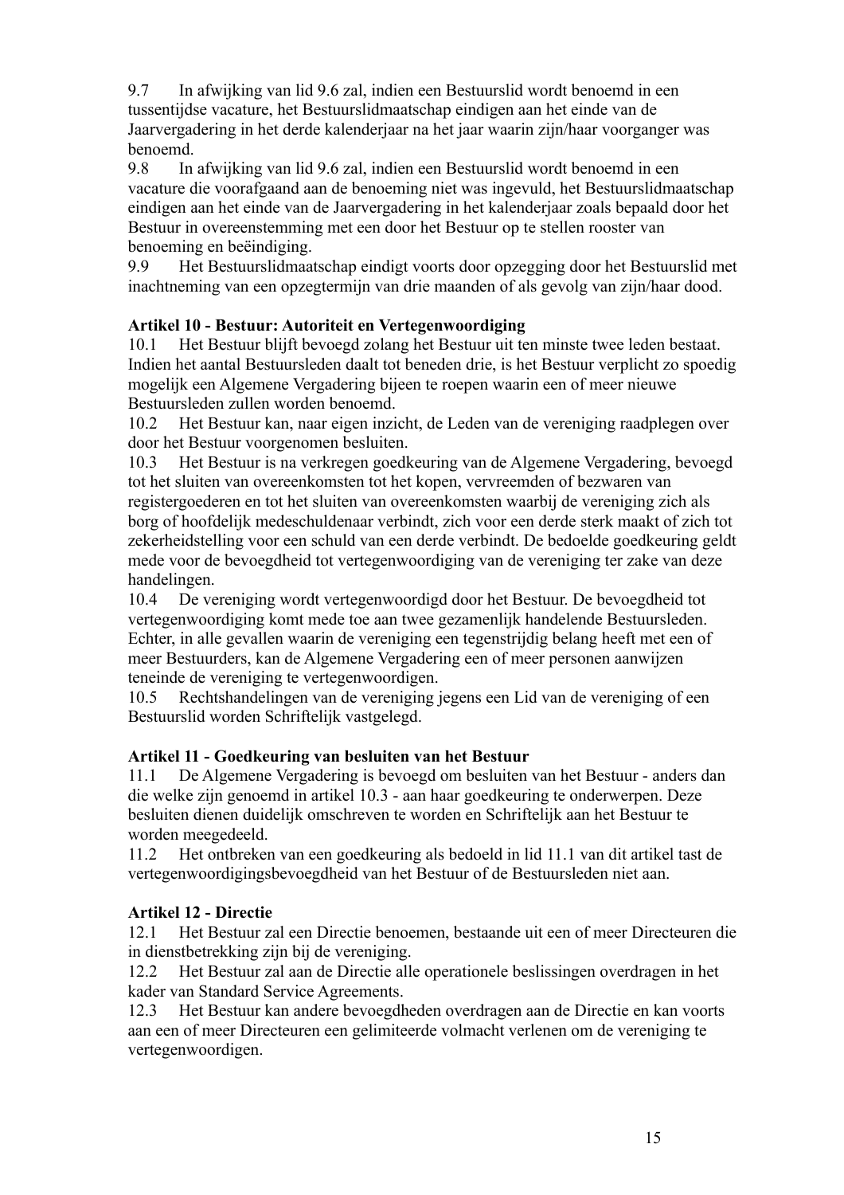9.7 In afwijking van lid 9.6 zal, indien een Bestuurslid wordt benoemd in een tussentijdse vacature, het Bestuurslidmaatschap eindigen aan het einde van de Jaarvergadering in het derde kalenderjaar na het jaar waarin zijn/haar voorganger was benoemd.

9.8 In afwijking van lid 9.6 zal, indien een Bestuurslid wordt benoemd in een vacature die voorafgaand aan de benoeming niet was ingevuld, het Bestuurslidmaatschap eindigen aan het einde van de Jaarvergadering in het kalenderjaar zoals bepaald door het Bestuur in overeenstemming met een door het Bestuur op te stellen rooster van benoeming en beëindiging.

9.9 Het Bestuurslidmaatschap eindigt voorts door opzegging door het Bestuurslid met inachtneming van een opzegtermijn van drie maanden of als gevolg van zijn/haar dood.

**Artikel 10 - Bestuur: Autoriteit en Vertegenwoordiging**

10.1 Het Bestuur blijft bevoegd zolang het Bestuur uit ten minste twee leden bestaat. Indien het aantal Bestuursleden daalt tot beneden drie, is het Bestuur verplicht zo spoedig mogelijk een Algemene Vergadering bijeen te roepen waarin een of meer nieuwe Bestuursleden zullen worden benoemd.

10.2 Het Bestuur kan, naar eigen inzicht, de Leden van de vereniging raadplegen over door het Bestuur voorgenomen besluiten.

10.3 Het Bestuur is na verkregen goedkeuring van de Algemene Vergadering, bevoegd tot het sluiten van overeenkomsten tot het kopen, vervreemden of bezwaren van registergoederen en tot het sluiten van overeenkomsten waarbij de vereniging zich als borg of hoofdelijk medeschuldenaar verbindt, zich voor een derde sterk maakt of zich tot zekerheidstelling voor een schuld van een derde verbindt. De bedoelde goedkeuring geldt mede voor de bevoegdheid tot vertegenwoordiging van de vereniging ter zake van deze handelingen.

10.4 De vereniging wordt vertegenwoordigd door het Bestuur. De bevoegdheid tot vertegenwoordiging komt mede toe aan twee gezamenlijk handelende Bestuursleden. Echter, in alle gevallen waarin de vereniging een tegenstrijdig belang heeft met een of meer Bestuurders, kan de Algemene Vergadering een of meer personen aanwijzen teneinde de vereniging te vertegenwoordigen.

10.5 Rechtshandelingen van de vereniging jegens een Lid van de vereniging of een Bestuurslid worden Schriftelijk vastgelegd.

**Artikel 11 - Goedkeuring van besluiten van het Bestuur**

11.1 De Algemene Vergadering is bevoegd om besluiten van het Bestuur - anders dan die welke zijn genoemd in artikel 10.3 - aan haar goedkeuring te onderwerpen. Deze besluiten dienen duidelijk omschreven te worden en Schriftelijk aan het Bestuur te worden meegedeeld.

11.2 Het ontbreken van een goedkeuring als bedoeld in lid 11.1 van dit artikel tast de vertegenwoordigingsbevoegdheid van het Bestuur of de Bestuursleden niet aan.

**Artikel 12 - Directie**

12.1 Het Bestuur zal een Directie benoemen, bestaande uit een of meer Directeuren die in dienstbetrekking zijn bij de vereniging.

12.2 Het Bestuur zal aan de Directie alle operationele beslissingen overdragen in het kader van Standard Service Agreements.

12.3 Het Bestuur kan andere bevoegdheden overdragen aan de Directie en kan voorts aan een of meer Directeuren een gelimiteerde volmacht verlenen om de vereniging te vertegenwoordigen.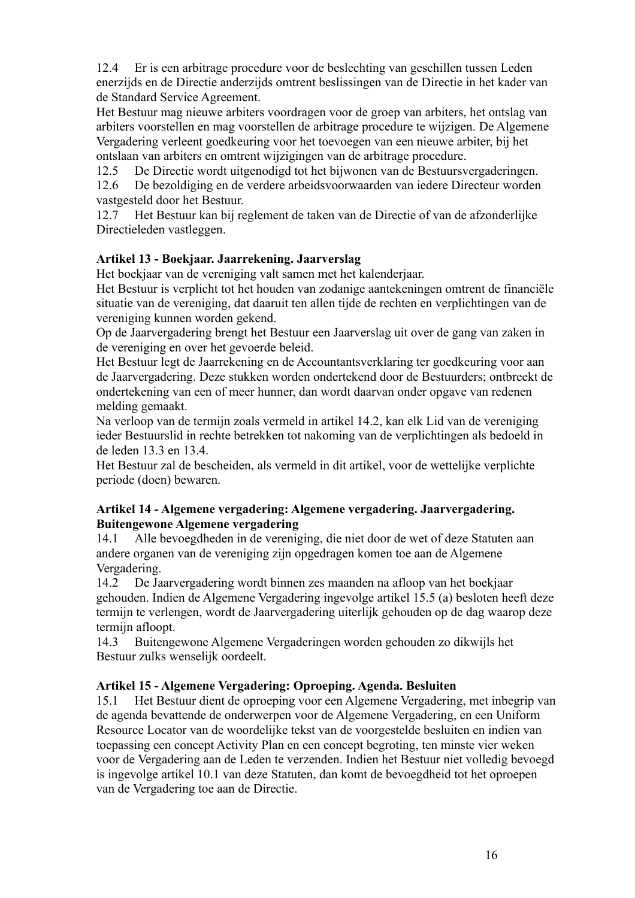12.4 Er is een arbitrage procedure voor de beslechting van geschillen tussen Leden enerzijds en de Directie anderzijds omtrent beslissingen van de Directie in het kader van de Standard Service Agreement.
Het Bestuur mag nieuwe arbiters voordragen voor de groep van arbiters, het ontslag van arbiters voorstellen en mag voorstellen de arbitrage procedure te wijzigen. De Algemene Vergadering verleent goedkeuring voor het toevoegen van een nieuwe arbiter, bij het ontslaan van arbiters en omtrent wijzigingen van de arbitrage procedure.
12.5 De Directie wordt uitgenodigd tot het bijwonen van de Bestuursvergaderingen.
12.6 De bezoldiging en de verdere arbeidsvoorwaarden van iedere Directeur worden vastgesteld door het Bestuur.
12.7 Het Bestuur kan bij reglement de taken van de Directie of van de afzonderlijke Directieleden vastleggen.

**Artikel 13 - Boekjaar. Jaarrekening. Jaarverslag**

Het boekjaar van de vereniging valt samen met het kalenderjaar.
Het Bestuur is verplicht tot het houden van zodanige aantekeningen omtrent de financiële situatie van de vereniging, dat daaruit ten allen tijde de rechten en verplichtingen van de vereniging kunnen worden gekend.
Op de Jaarvergadering brengt het Bestuur een Jaarverslag uit over de gang van zaken in de vereniging en over het gevoerde beleid.
Het Bestuur legt de Jaarrekening en de Accountantsverklaring ter goedkeuring voor aan de Jaarvergadering. Deze stukken worden ondertekend door de Bestuurders; ontbreekt de ondertekening van een of meer hunner, dan wordt daarvan onder opgave van redenen melding gemaakt.
Na verloop van de termijn zoals vermeld in artikel 14.2, kan elk Lid van de vereniging ieder Bestuurslid in rechte betrekken tot nakoming van de verplichtingen als bedoeld in de leden 13.3 en 13.4.
Het Bestuur zal de bescheiden, als vermeld in dit artikel, voor de wettelijke verplichte periode (doen) bewaren.

**Artikel 14 - Algemene vergadering: Algemene vergadering. Jaarvergadering. Buitengewone Algemene vergadering**

14.1 Alle bevoegdheden in de vereniging, die niet door de wet of deze Statuten aan andere organen van de vereniging zijn opgedragen komen toe aan de Algemene Vergadering.
14.2 De Jaarvergadering wordt binnen zes maanden na afloop van het boekjaar gehouden. Indien de Algemene Vergadering ingevolge artikel 15.5 (a) besloten heeft deze termijn te verlengen, wordt de Jaarvergadering uiterlijk gehouden op de dag waarop deze termijn afloopt.
14.3 Buitengewone Algemene Vergaderingen worden gehouden zo dikwijls het Bestuur zulks wenselijk oordeelt.

**Artikel 15 - Algemene Vergadering: Oproeping. Agenda. Besluiten**

15.1 Het Bestuur dient de oproeping voor een Algemene Vergadering, met inbegrip van de agenda bevattende de onderwerpen voor de Algemene Vergadering, en een Uniform Resource Locator van de woordelijke tekst van de voorgestelde besluiten en indien van toepassing een concept Activity Plan en een concept begroting, ten minste vier weken voor de Vergadering aan de Leden te verzenden. Indien het Bestuur niet volledig bevoegd is ingevolge artikel 10.1 van deze Statuten, dan komt de bevoegdheid tot het oproepen van de Vergadering toe aan de Directie.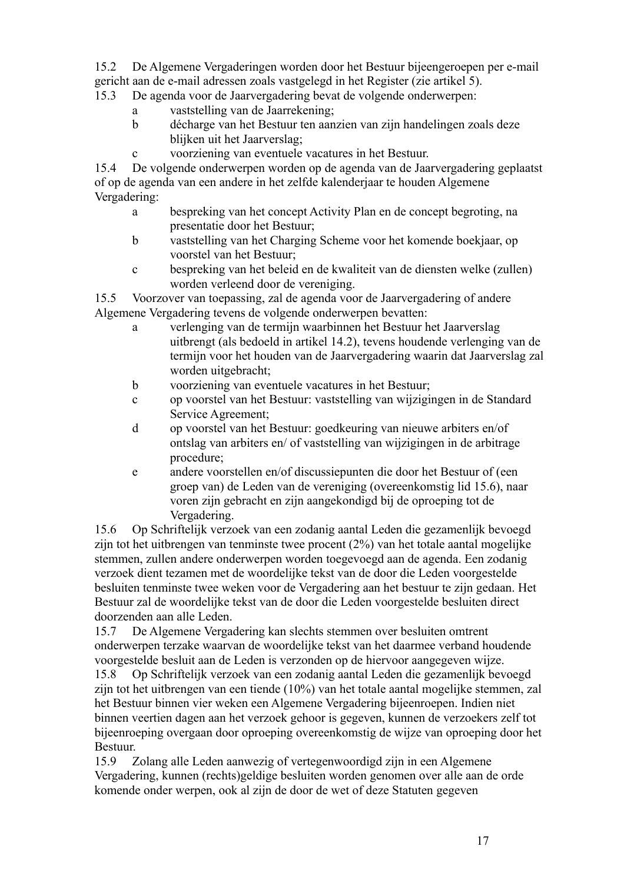15.2 De Algemene Vergaderingen worden door het Bestuur bijeengeroepen per e-mail gericht aan de e-mail adressen zoals vastgelegd in het Register (zie artikel 5).

15.3 De agenda voor de Jaarvergadering bevat de volgende onderwerpen:

- a vaststelling van de Jaarrekening;
- b décharge van het Bestuur ten aanzien van zijn handelingen zoals deze blijken uit het Jaarverslag;
- c voorziening van eventuele vacatures in het Bestuur.

15.4 De volgende onderwerpen worden op de agenda van de Jaarvergadering geplaatst of op de agenda van een andere in het zelfde kalenderjaar te houden Algemene Vergadering:

- a bespreking van het concept Activity Plan en de concept begroting, na presentatie door het Bestuur;
- b vaststelling van het Charging Scheme voor het komende boekjaar, op voorstel van het Bestuur;
- c bespreking van het beleid en de kwaliteit van de diensten welke (zullen) worden verleend door de vereniging.

15.5 Voorzover van toepassing, zal de agenda voor de Jaarvergadering of andere Algemene Vergadering tevens de volgende onderwerpen bevatten:

- a verlenging van de termijn waarbinnen het Bestuur het Jaarverslag uitbrengt (als bedoeld in artikel 14.2), tevens houdende verlenging van de termijn voor het houden van de Jaarvergadering waarin dat Jaarverslag zal worden uitgebracht;
- b voorziening van eventuele vacatures in het Bestuur;
- c op voorstel van het Bestuur: vaststelling van wijzigingen in de Standard Service Agreement;
- d op voorstel van het Bestuur: goedkeuring van nieuwe arbiters en/of ontslag van arbiters en/ of vaststelling van wijzigingen in de arbitrage procedure;
- e andere voorstellen en/of discussiepunten die door het Bestuur of (een groep van) de Leden van de vereniging (overeenkomstig lid 15.6), naar voren zijn gebracht en zijn aangekondigd bij de oproeping tot de Vergadering.

15.6 Op Schriftelijk verzoek van een zodanig aantal Leden die gezamenlijk bevoegd zijn tot het uitbrengen van tenminste twee procent (2%) van het totale aantal mogelijke stemmen, zullen andere onderwerpen worden toegevoegd aan de agenda. Een zodanig verzoek dient tezamen met de woordelijke tekst van de door die Leden voorgestelde besluiten tenminste twee weken voor de Vergadering aan het bestuur te zijn gedaan. Het Bestuur zal de woordelijke tekst van de door die Leden voorgestelde besluiten direct doorzenden aan alle Leden.

15.7 De Algemene Vergadering kan slechts stemmen over besluiten omtrent onderwerpen terzake waarvan de woordelijke tekst van het daarmee verband houdende voorgestelde besluit aan de Leden is verzonden op de hiervoor aangegeven wijze.

15.8 Op Schriftelijk verzoek van een zodanig aantal Leden die gezamenlijk bevoegd zijn tot het uitbrengen van een tiende (10%) van het totale aantal mogelijke stemmen, zal het Bestuur binnen vier weken een Algemene Vergadering bijeenroepen. Indien niet binnen veertien dagen aan het verzoek gehoor is gegeven, kunnen de verzoekers zelf tot bijeenroeping overgaan door oproeping overeenkomstig de wijze van oproeping door het Bestuur.

15.9 Zolang alle Leden aanwezig of vertegenwoordigd zijn in een Algemene Vergadering, kunnen (rechts)geldige besluiten worden genomen over alle aan de orde komende onder werpen, ook al zijn de door de wet of deze Statuten gegeven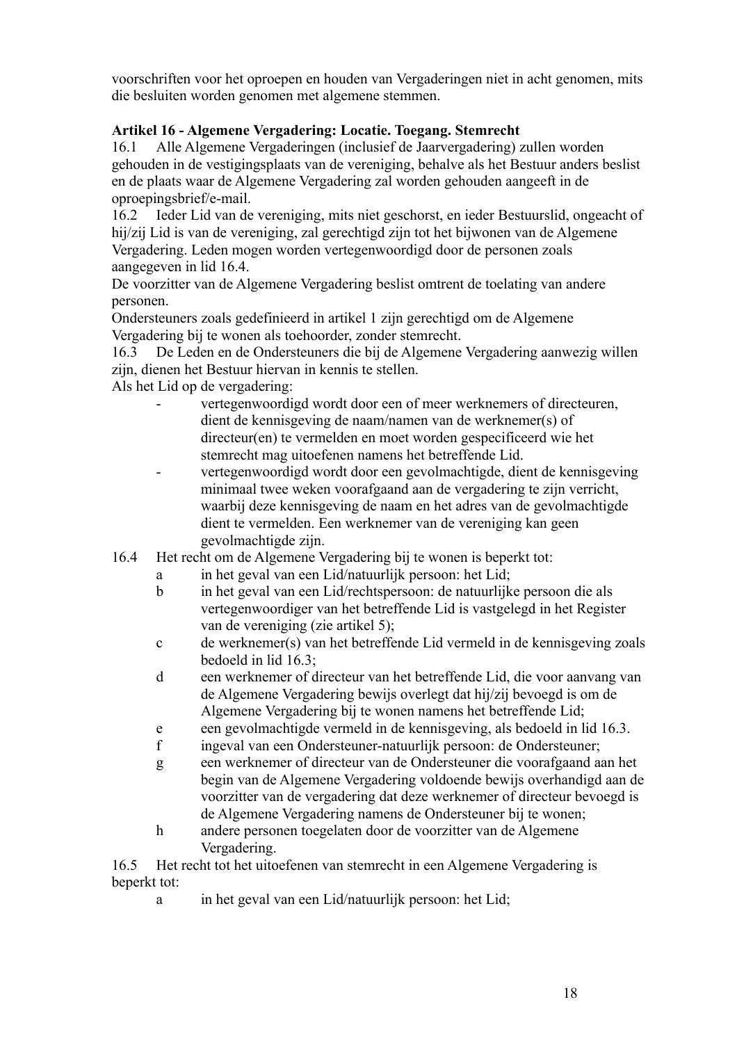voorschriften voor het oproepen en houden van Vergaderingen niet in acht genomen, mits die besluiten worden genomen met algemene stemmen.

**Artikel 16 - Algemene Vergadering: Locatie. Toegang. Stemrecht**

16.1 Alle Algemene Vergaderingen (inclusief de Jaarvergadering) zullen worden gehouden in de vestigingsplaats van de vereniging, behalve als het Bestuur anders beslist en de plaats waar de Algemene Vergadering zal worden gehouden aangeeft in de oproepingsbrief/e-mail.

16.2 Ieder Lid van de vereniging, mits niet geschorst, en ieder Bestuurslid, ongeacht of hij/zij Lid is van de vereniging, zal gerechtigd zijn tot het bijwonen van de Algemene Vergadering. Leden mogen worden vertegenwoordigd door de personen zoals aangegeven in lid 16.4.

De voorzitter van de Algemene Vergadering beslist omtrent de toelating van andere personen.

Ondersteuners zoals gedefinieerd in artikel 1 zijn gerechtigd om de Algemene Vergadering bij te wonen als toehoorder, zonder stemrecht.

16.3 De Leden en de Ondersteuners die bij de Algemene Vergadering aanwezig willen zijn, dienen het Bestuur hiervan in kennis te stellen.

Als het Lid op de vergadering:

- vertegenwoordigd wordt door een of meer werknemers of directeuren, dient de kennisgeving de naam/namen van de werknemer(s) of directeur(en) te vermelden en moet worden gespecificeerd wie het stemrecht mag uitoefenen namens het betreffende Lid.
- vertegenwoordigd wordt door een gevolmachtigde, dient de kennisgeving minimaal twee weken voorafgaand aan de vergadering te zijn verricht, waarbij deze kennisgeving de naam en het adres van de gevolmachtigde dient te vermelden. Een werknemer van de vereniging kan geen gevolmachtigde zijn.

16.4 Het recht om de Algemene Vergadering bij te wonen is beperkt tot:

- a in het geval van een Lid/natuurlijk persoon: het Lid;
- b in het geval van een Lid/rechtspersoon: de natuurlijke persoon die als vertegenwoordiger van het betreffende Lid is vastgelegd in het Register van de vereniging (zie artikel 5);
- c de werknemer(s) van het betreffende Lid vermeld in de kennisgeving zoals bedoeld in lid 16.3;
- d een werknemer of directeur van het betreffende Lid, die voor aanvang van de Algemene Vergadering bewijs overlegt dat hij/zij bevoegd is om de Algemene Vergadering bij te wonen namens het betreffende Lid;
- e een gevolmachtigde vermeld in de kennisgeving, als bedoeld in lid 16.3.
- f ingeval van een Ondersteuner-natuurlijk persoon: de Ondersteuner;
- g een werknemer of directeur van de Ondersteuner die voorafgaand aan het begin van de Algemene Vergadering voldoende bewijs overhandigd aan de voorzitter van de vergadering dat deze werknemer of directeur bevoegd is de Algemene Vergadering namens de Ondersteuner bij te wonen;
- h andere personen toegelaten door de voorzitter van de Algemene Vergadering.

16.5 Het recht tot het uitoefenen van stemrecht in een Algemene Vergadering is beperkt tot:

- a in het geval van een Lid/natuurlijk persoon: het Lid;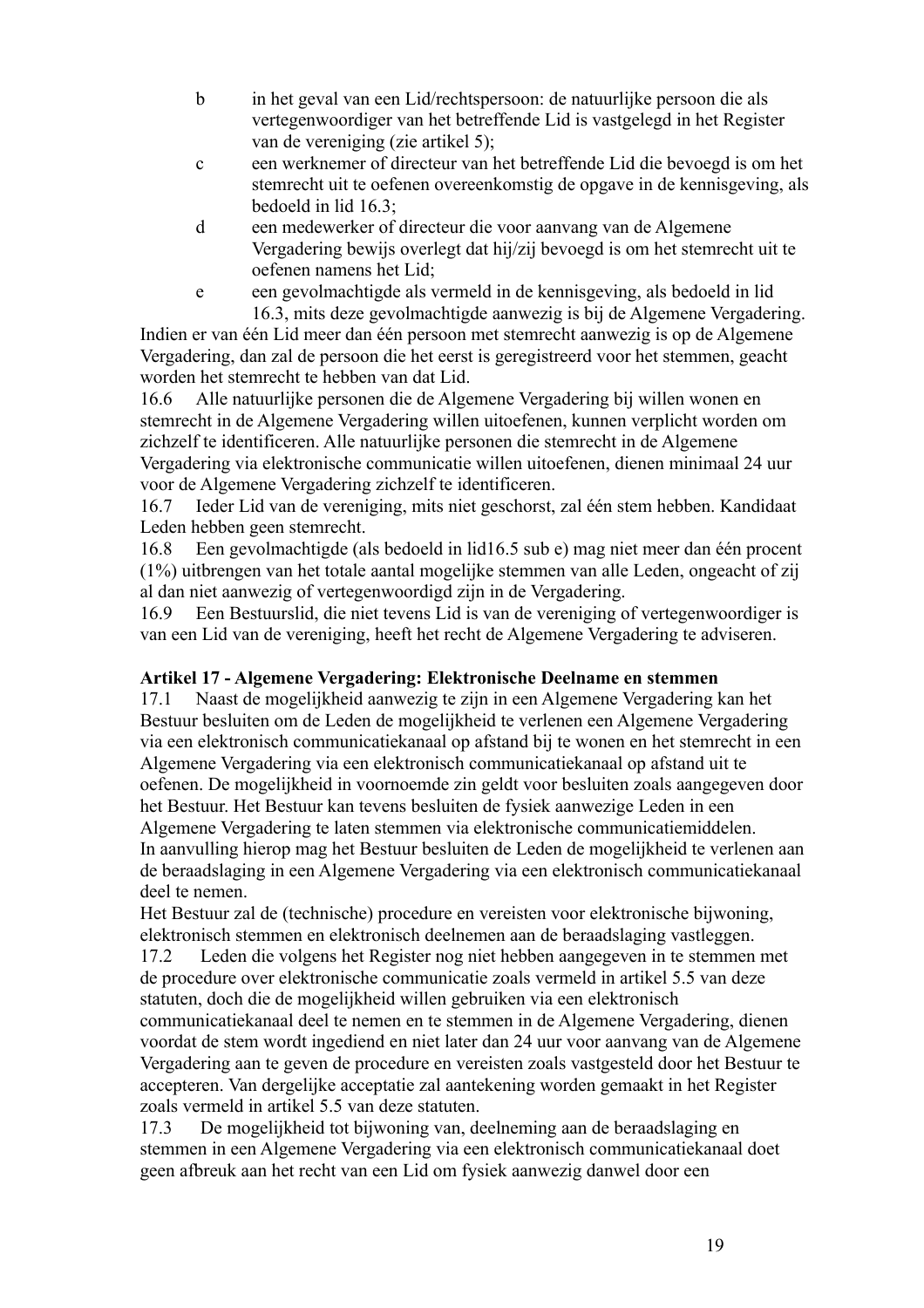b in het geval van een Lid/rechtspersoon: de natuurlijke persoon die als vertegenwoordiger van het betreffende Lid is vastgelegd in het Register van de vereniging (zie artikel 5);

c een werknemer of directeur van het betreffende Lid die bevoegd is om het stemrecht uit te oefenen overeenkomstig de opgave in de kennisgeving, als bedoeld in lid 16.3;

d een medewerker of directeur die voor aanvang van de Algemene Vergadering bewijs overlegt dat hij/zij bevoegd is om het stemrecht uit te oefenen namens het Lid;

e een gevolmachtigde als vermeld in de kennisgeving, als bedoeld in lid 16.3, mits deze gevolmachtigde aanwezig is bij de Algemene Vergadering.

Indien er van één Lid meer dan één persoon met stemrecht aanwezig is op de Algemene Vergadering, dan zal de persoon die het eerst is geregistreerd voor het stemmen, geacht worden het stemrecht te hebben van dat Lid.

16.6 Alle natuurlijke personen die de Algemene Vergadering bij willen wonen en stemrecht in de Algemene Vergadering willen uitoefenen, kunnen verplicht worden om zichzelf te identificeren. Alle natuurlijke personen die stemrecht in de Algemene Vergadering via elektronische communicatie willen uitoefenen, dienen minimaal 24 uur voor de Algemene Vergadering zichzelf te identificeren.

16.7 Ieder Lid van de vereniging, mits niet geschorst, zal één stem hebben. Kandidaat Leden hebben geen stemrecht.

16.8 Een gevolmachtigde (als bedoeld in lid16.5 sub e) mag niet meer dan één procent (1%) uitbrengen van het totale aantal mogelijke stemmen van alle Leden, ongeacht of zij al dan niet aanwezig of vertegenwoordigd zijn in de Vergadering.

16.9 Een Bestuurslid, die niet tevens Lid is van de vereniging of vertegenwoordiger is van een Lid van de vereniging, heeft het recht de Algemene Vergadering te adviseren.

**Artikel 17 - Algemene Vergadering: Elektronische Deelname en stemmen**

17.1 Naast de mogelijkheid aanwezig te zijn in een Algemene Vergadering kan het Bestuur besluiten om de Leden de mogelijkheid te verlenen een Algemene Vergadering via een elektronisch communicatiekanaal op afstand bij te wonen en het stemrecht in een Algemene Vergadering via een elektronisch communicatiekanaal op afstand uit te oefenen. De mogelijkheid in voornoemde zin geldt voor besluiten zoals aangegeven door het Bestuur. Het Bestuur kan tevens besluiten de fysiek aanwezige Leden in een Algemene Vergadering te laten stemmen via elektronische communicatiemiddelen.

In aanvulling hierop mag het Bestuur besluiten de Leden de mogelijkheid te verlenen aan de beraadslaging in een Algemene Vergadering via een elektronisch communicatiekanaal deel te nemen.

Het Bestuur zal de (technische) procedure en vereisten voor elektronische bijwoning, elektronisch stemmen en elektronisch deelnemen aan de beraadslaging vastleggen.

17.2 Leden die volgens het Register nog niet hebben aangegeven in te stemmen met de procedure over elektronische communicatie zoals vermeld in artikel 5.5 van deze statuten, doch die de mogelijkheid willen gebruiken via een elektronisch communicatiekanaal deel te nemen en te stemmen in de Algemene Vergadering, dienen voordat de stem wordt ingediend en niet later dan 24 uur voor aanvang van de Algemene Vergadering aan te geven de procedure en vereisten zoals vastgesteld door het Bestuur te accepteren. Van dergelijke acceptatie zal aantekening worden gemaakt in het Register zoals vermeld in artikel 5.5 van deze statuten.

17.3 De mogelijkheid tot bijwoning van, deelneming aan de beraadslaging en stemmen in een Algemene Vergadering via een elektronisch communicatiekanaal doet geen afbreuk aan het recht van een Lid om fysiek aanwezig danwel door een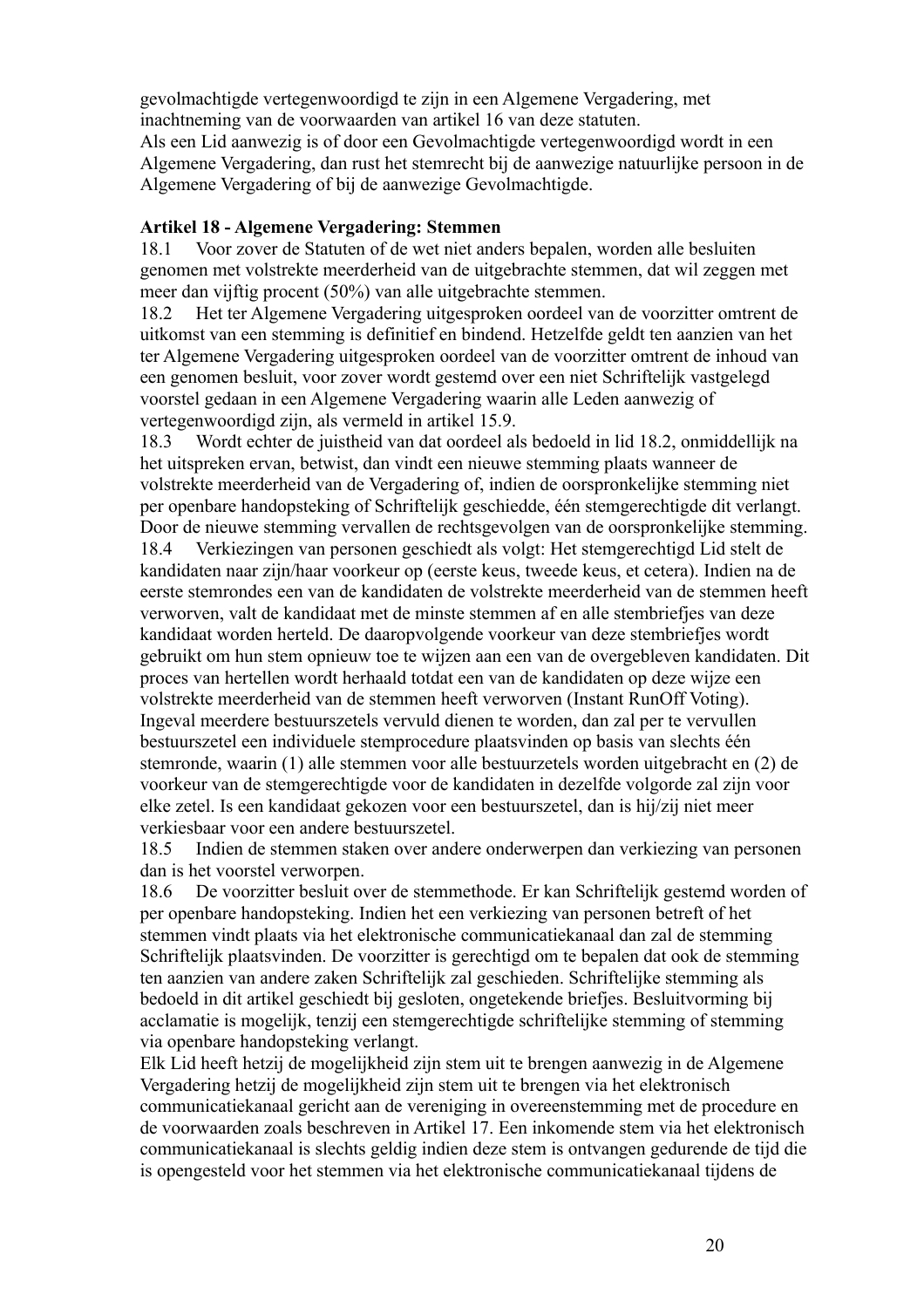gevolmachtigde vertegenwoordigd te zijn in een Algemene Vergadering, met inachtneming van de voorwaarden van artikel 16 van deze statuten.
Als een Lid aanwezig is of door een Gevolmachtigde vertegenwoordigd wordt in een Algemene Vergadering, dan rust het stemrecht bij de aanwezige natuurlijke persoon in de Algemene Vergadering of bij de aanwezige Gevolmachtigde.

**Artikel 18 - Algemene Vergadering: Stemmen**

18.1 Voor zover de Statuten of de wet niet anders bepalen, worden alle besluiten genomen met volstrekte meerderheid van de uitgebrachte stemmen, dat wil zeggen met meer dan vijftig procent (50%) van alle uitgebrachte stemmen.

18.2 Het ter Algemene Vergadering uitgesproken oordeel van de voorzitter omtrent de uitkomst van een stemming is definitief en bindend. Hetzelfde geldt ten aanzien van het ter Algemene Vergadering uitgesproken oordeel van de voorzitter omtrent de inhoud van een genomen besluit, voor zover wordt gestemd over een niet Schriftelijk vastgelegd voorstel gedaan in een Algemene Vergadering waarin alle Leden aanwezig of vertegenwoordigd zijn, als vermeld in artikel 15.9.

18.3 Wordt echter de juistheid van dat oordeel als bedoeld in lid 18.2, onmiddellijk na het uitspreken ervan, betwist, dan vindt een nieuwe stemming plaats wanneer de volstrekte meerderheid van de Vergadering of, indien de oorspronkelijke stemming niet per openbare handopsteking of Schriftelijk geschiedde, één stemgerechtigde dit verlangt. Door de nieuwe stemming vervallen de rechtsgevolgen van de oorspronkelijke stemming.

18.4 Verkiezingen van personen geschiedt als volgt: Het stemgerechtigd Lid stelt de kandidaten naar zijn/haar voorkeur op (eerste keus, tweede keus, et cetera). Indien na de eerste stemrondes een van de kandidaten de volstrekte meerderheid van de stemmen heeft verworven, valt de kandidaat met de minste stemmen af en alle stembriefjes van deze kandidaat worden herteld. De daaropvolgende voorkeur van deze stembriefjes wordt gebruikt om hun stem opnieuw toe te wijzen aan een van de overgebleven kandidaten. Dit proces van hertellen wordt herhaald totdat een van de kandidaten op deze wijze een volstrekte meerderheid van de stemmen heeft verworven (Instant RunOff Voting). Ingeval meerdere bestuurszetels vervuld dienen te worden, dan zal per te vervullen bestuurszetel een individuele stemprocedure plaatsvinden op basis van slechts één stemronde, waarin (1) alle stemmen voor alle bestuurszetels worden uitgebracht en (2) de voorkeur van de stemgerechtigde voor de kandidaten in dezelfde volgorde zal zijn voor elke zetel. Is een kandidaat gekozen voor een bestuurszetel, dan is hij/zij niet meer verkiesbaar voor een andere bestuurszetel.

18.5 Indien de stemmen staken over andere onderwerpen dan verkiezing van personen dan is het voorstel verworpen.

18.6 De voorzitter besluit over de stemmethode. Er kan Schriftelijk gestemd worden of per openbare handopsteking. Indien het een verkiezing van personen betreft of het stemmen vindt plaats via het elektronische communicatiekanaal dan zal de stemming Schriftelijk plaatsvinden. De voorzitter is gerechtigd om te bepalen dat ook de stemming ten aanzien van andere zaken Schriftelijk zal geschieden. Schriftelijke stemming als bedoeld in dit artikel geschiedt bij gesloten, ongetekende briefjes. Besluitvorming bij acclamatie is mogelijk, tenzij een stemgerechtigde schriftelijke stemming of stemming via openbare handopsteking verlangt.
Elk Lid heeft hetzij de mogelijkheid zijn stem uit te brengen aanwezig in de Algemene Vergadering hetzij de mogelijkheid zijn stem uit te brengen via het elektronisch communicatiekanaal gericht aan de vereniging in overeenstemming met de procedure en de voorwaarden zoals beschreven in Artikel 17. Een inkomende stem via het elektronisch communicatiekanaal is slechts geldig indien deze stem is ontvangen gedurende de tijd die is opengesteld voor het stemmen via het elektronische communicatiekanaal tijdens de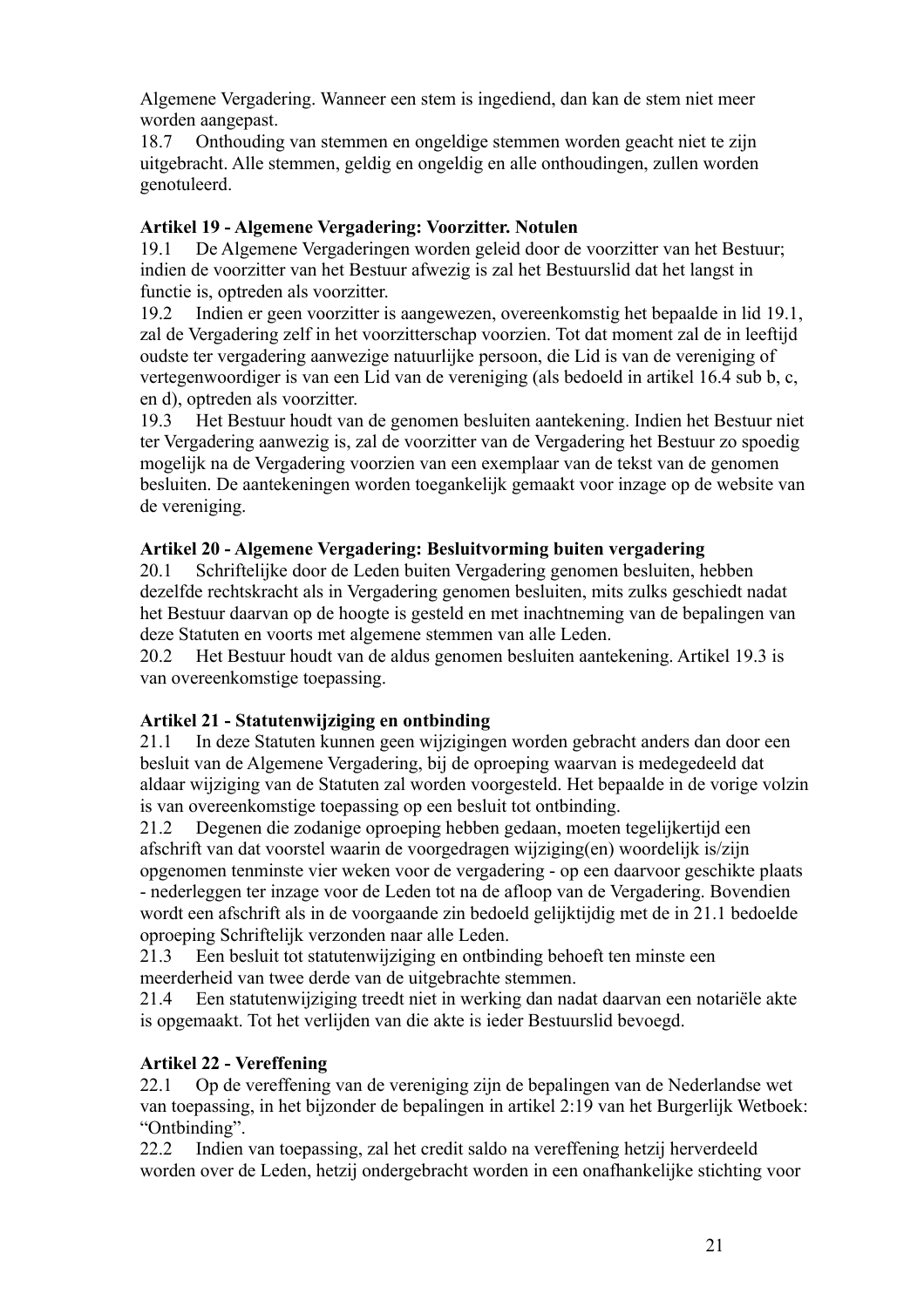Algemene Vergadering. Wanneer een stem is ingediend, dan kan de stem niet meer worden aangepast.

18.7 Onthouding van stemmen en ongeldige stemmen worden geacht niet te zijn uitgebracht. Alle stemmen, geldig en ongeldig en alle onthoudingen, zullen worden genotuleerd.

**Artikel 19 - Algemene Vergadering: Voorzitter. Notulen**

19.1 De Algemene Vergaderingen worden geleid door de voorzitter van het Bestuur; indien de voorzitter van het Bestuur afwezig is zal het Bestuurslid dat het langst in functie is, optreden als voorzitter.

19.2 Indien er geen voorzitter is aangewezen, overeenkomstig het bepaalde in lid 19.1, zal de Vergadering zelf in het voorzitterschap voorzien. Tot dat moment zal de in leeftijd oudste ter vergadering aanwezige natuurlijke persoon, die Lid is van de vereniging of vertegenwoordiger is van een Lid van de vereniging (als bedoeld in artikel 16.4 sub b, c, en d), optreden als voorzitter.

19.3 Het Bestuur houdt van de genomen besluiten aantekening. Indien het Bestuur niet ter Vergadering aanwezig is, zal de voorzitter van de Vergadering het Bestuur zo spoedig mogelijk na de Vergadering voorzien van een exemplaar van de tekst van de genomen besluiten. De aantekeningen worden toegankelijk gemaakt voor inzage op de website van de vereniging.

**Artikel 20 - Algemene Vergadering: Besluitvorming buiten vergadering**

20.1 Schriftelijke door de Leden buiten Vergadering genomen besluiten, hebben dezelfde rechtskracht als in Vergadering genomen besluiten, mits zulks geschiedt nadat het Bestuur daarvan op de hoogte is gesteld en met inachtneming van de bepalingen van deze Statuten en voorts met algemene stemmen van alle Leden.

20.2 Het Bestuur houdt van de aldus genomen besluiten aantekening. Artikel 19.3 is van overeenkomstige toepassing.

**Artikel 21 - Statutenwijziging en ontbinding**

21.1 In deze Statuten kunnen geen wijzigingen worden gebracht anders dan door een besluit van de Algemene Vergadering, bij de oproeping waarvan is medegedeeld dat aldaar wijziging van de Statuten zal worden voorgesteld. Het bepaalde in de vorige volzin is van overeenkomstige toepassing op een besluit tot ontbinding.

21.2 Degenen die zodanige oproeping hebben gedaan, moeten tegelijkertijd een afschrift van dat voorstel waarin de voorgedragen wijziging(en) woordelijk is/zijn opgenomen tenminste vier weken voor de vergadering - op een daarvoor geschikte plaats - nederleggen ter inzage voor de Leden tot na de afloop van de Vergadering. Bovendien wordt een afschrift als in de voorgaande zin bedoeld gelijktijdig met de in 21.1 bedoelde oproeping Schriftelijk verzonden naar alle Leden.

21.3 Een besluit tot statutenwijziging en ontbinding behoeft ten minste een meerderheid van twee derde van de uitgebrachte stemmen.

21.4 Een statutenwijziging treedt niet in werking dan nadat daarvan een notariële akte is opgemaakt. Tot het verlijden van die akte is ieder Bestuurslid bevoegd.

**Artikel 22 - Vereffening**

22.1 Op de vereffening van de vereniging zijn de bepalingen van de Nederlandse wet van toepassing, in het bijzonder de bepalingen in artikel 2:19 van het Burgerlijk Wetboek: "Ontbinding".

22.2 Indien van toepassing, zal het credit saldo na vereffening hetzij herverdeeld worden over de Leden, hetzij ondergebracht worden in een onafhankelijke stichting voor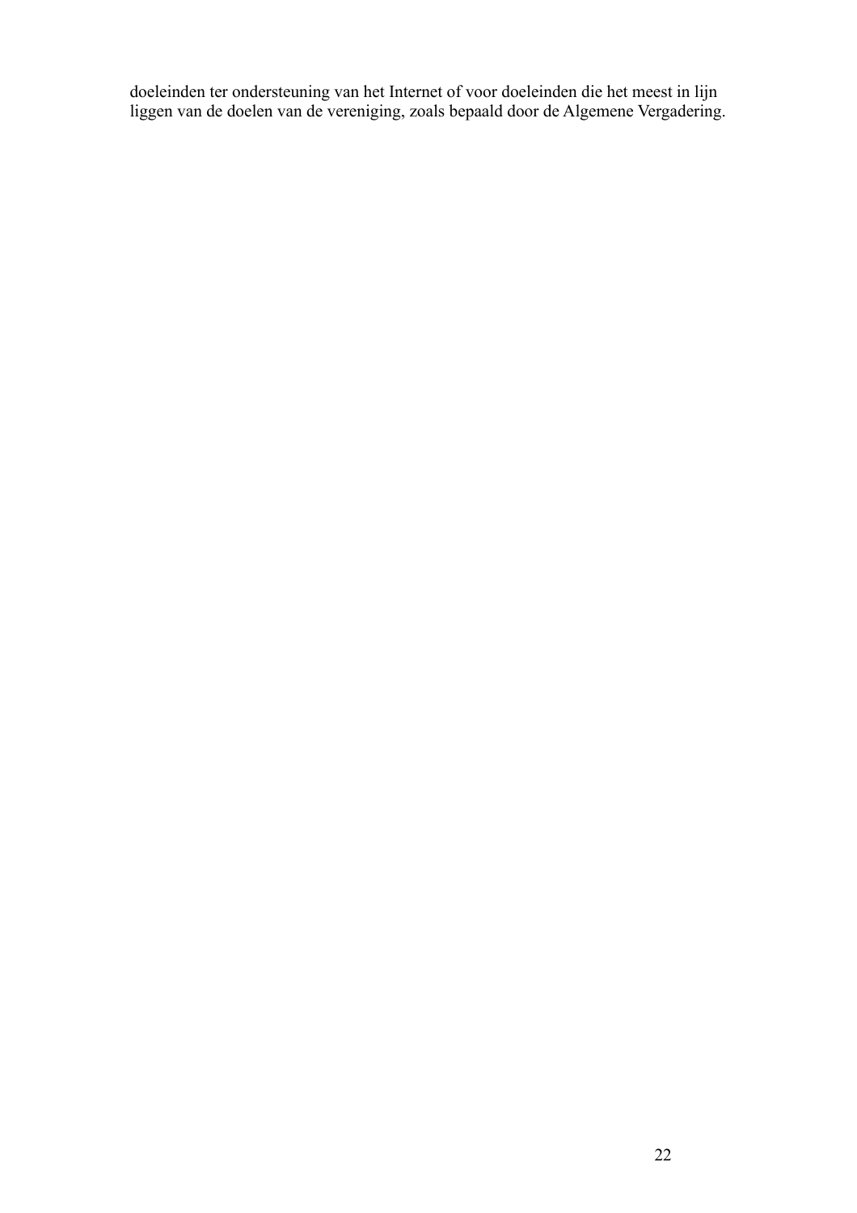doeleinden ter ondersteuning van het Internet of voor doeleinden die het meest in lijn liggen van de doelen van de vereniging, zoals bepaald door de Algemene Vergadering.